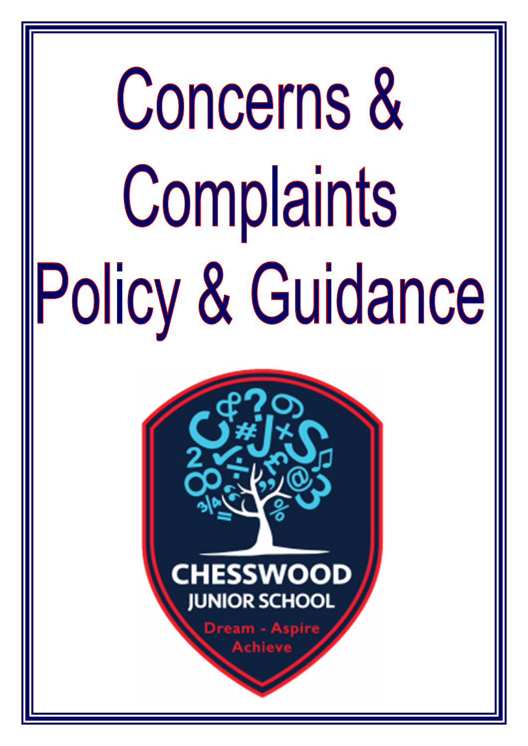# Concerns & Complaints Policy & Guidance

CHESSWOOD JUNIOR SCHOOL

Dream - Aspire Achieve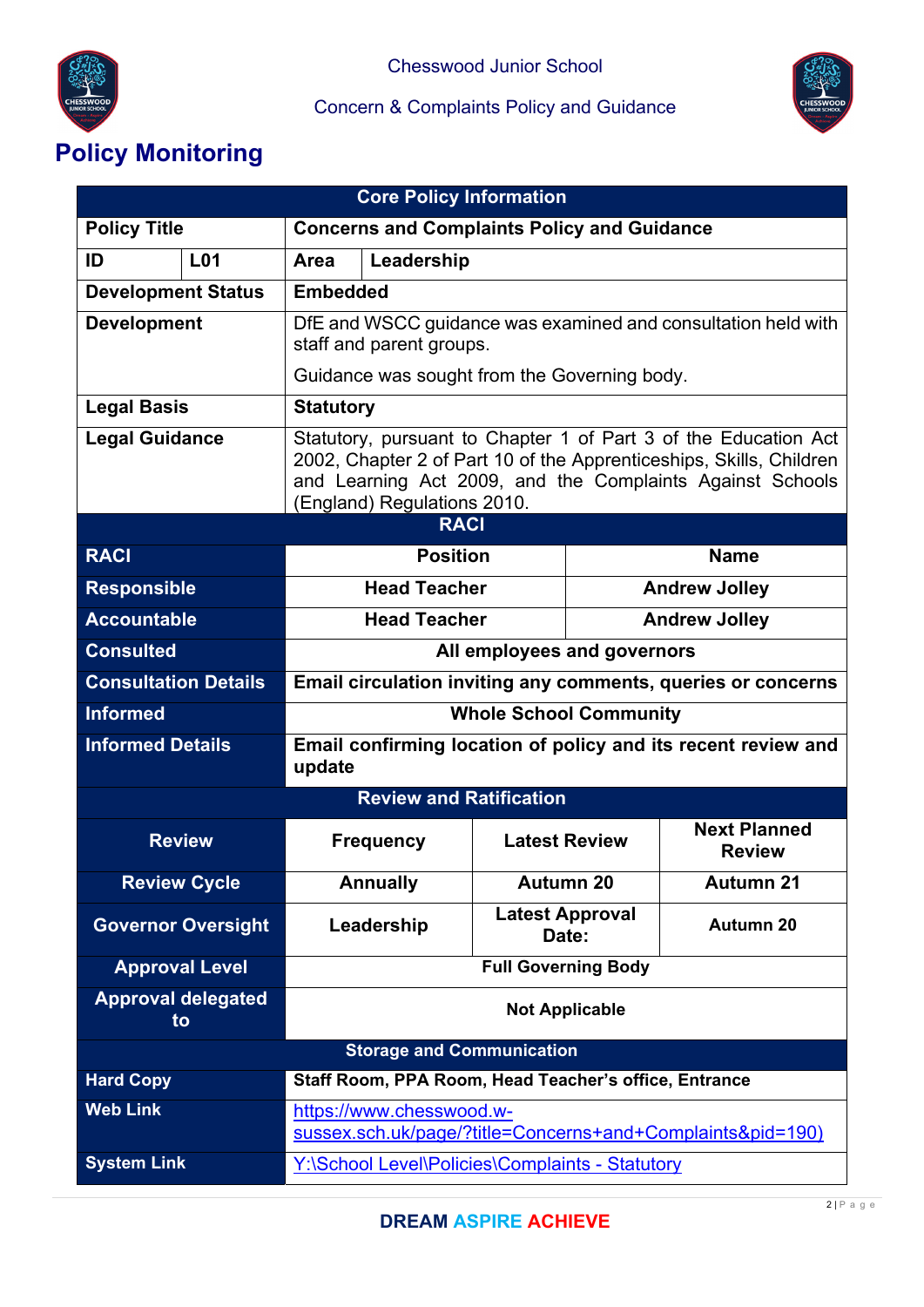# Policy Monitoring

| Core Policy Information | | | |
|---|---|---|---|
| **Policy Title** | | **Concerns and Complaints Policy and Guidance** | |
| **ID** | **L01** | **Area** | **Leadership** |
| **Development Status** | | **Embedded** | |
| **Development** | | DfE and WSCC guidance was examined and consultation held with staff and parent groups.<br>Guidance was sought from the Governing body. | |
| **Legal Basis** | | **Statutory** | |
| **Legal Guidance** | | Statutory, pursuant to Chapter 1 of Part 3 of the Education Act 2002, Chapter 2 of Part 10 of the Apprenticeships, Skills, Children and Learning Act 2009, and the Complaints Against Schools (England) Regulations 2010. | |

| RACI | | |
|---|---|---|
| **RACI** | **Position** | **Name** |
| **Responsible** | **Head Teacher** | **Andrew Jolley** |
| **Accountable** | **Head Teacher** | **Andrew Jolley** |
| **Consulted** | **All employees and governors** | |
| **Consultation Details** | **Email circulation inviting any comments, queries or concerns** | |
| **Informed** | **Whole School Community** | |
| **Informed Details** | **Email confirming location of policy and its recent review and update** | |

| Review and Ratification | | | |
|---|---|---|---|
| **Review** | **Frequency** | **Latest Review** | **Next Planned Review** |
| **Review Cycle** | **Annually** | **Autumn 20** | **Autumn 21** |
| **Governor Oversight** | **Leadership** | **Latest Approval Date:** | **Autumn 20** |
| **Approval Level** | **Full Governing Body** | | |
| **Approval delegated to** | **Not Applicable** | | |

| Storage and Communication | |
|---|---|
| **Hard Copy** | **Staff Room, PPA Room, Head Teacher's office, Entrance** |
| **Web Link** | https://www.chesswood.w-sussex.sch.uk/page/?title=Concerns+and+Complaints&pid=190) |
| **System Link** | Y:\School Level\Policies\Complaints - Statutory |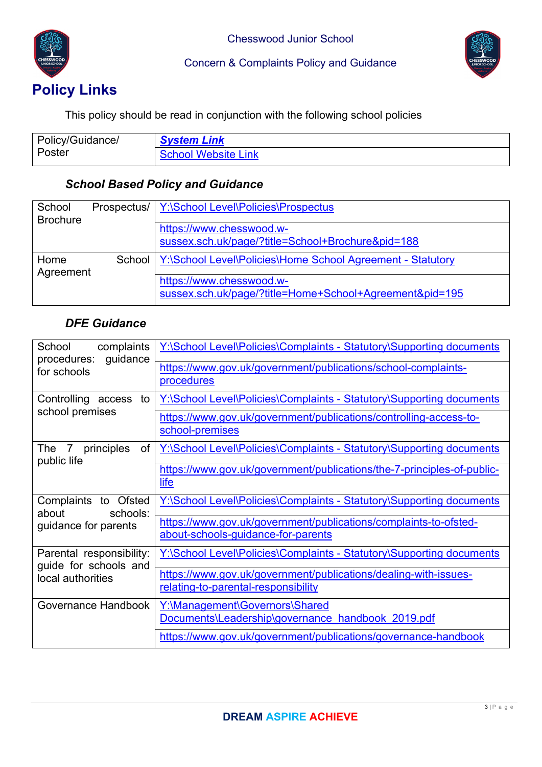# Policy Links

This policy should be read in conjunction with the following school policies

| Policy/Guidance/ Poster | ***System Link*** |
|---|---|
| | School Website Link |

### *School Based Policy and Guidance*

| | |
|---|---|
| School Prospectus/ Brochure | Y:\School Level\Policies\Prospectus |
| | https://www.chesswood.w-sussex.sch.uk/page/?title=School+Brochure&pid=188 |
| Home School Agreement | Y:\School Level\Policies\Home School Agreement - Statutory |
| | https://www.chesswood.w-sussex.sch.uk/page/?title=Home+School+Agreement&pid=195 |

### *DFE Guidance*

| | |
|---|---|
| School complaints procedures: guidance for schools | Y:\School Level\Policies\Complaints - Statutory\Supporting documents |
| | https://www.gov.uk/government/publications/school-complaints-procedures |
| Controlling access to school premises | Y:\School Level\Policies\Complaints - Statutory\Supporting documents |
| | https://www.gov.uk/government/publications/controlling-access-to-school-premises |
| The 7 principles of public life | Y:\School Level\Policies\Complaints - Statutory\Supporting documents |
| | https://www.gov.uk/government/publications/the-7-principles-of-public-life |
| Complaints to Ofsted about schools: guidance for parents | Y:\School Level\Policies\Complaints - Statutory\Supporting documents |
| | https://www.gov.uk/government/publications/complaints-to-ofsted-about-schools-guidance-for-parents |
| Parental responsibility: guide for schools and local authorities | Y:\School Level\Policies\Complaints - Statutory\Supporting documents |
| | https://www.gov.uk/government/publications/dealing-with-issues-relating-to-parental-responsibility |
| Governance Handbook | Y:\Management\Governors\Shared Documents\Leadership\governance_handbook_2019.pdf |
| | https://www.gov.uk/government/publications/governance-handbook |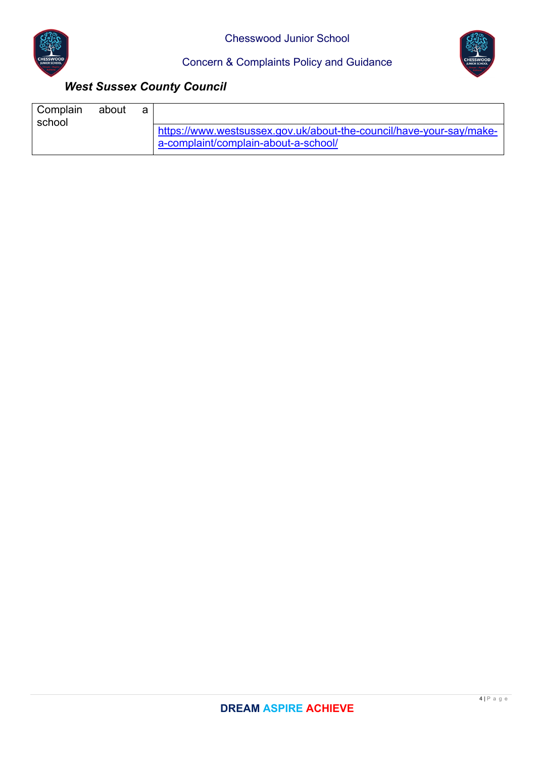***West Sussex County Council***

| Complain about a school | https://www.westsussex.gov.uk/about-the-council/have-your-say/make-a-complaint/complain-about-a-school/ |
| --- | --- |

**DREAM ASPIRE ACHIEVE**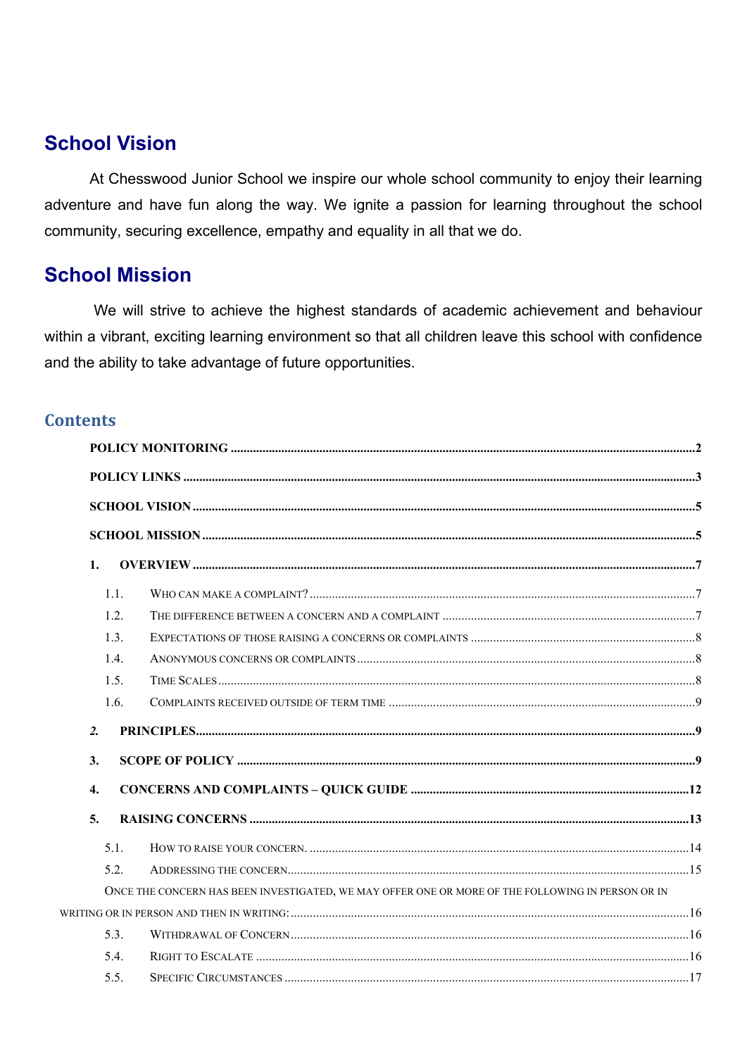## School Vision

At Chesswood Junior School we inspire our whole school community to enjoy their learning adventure and have fun along the way. We ignite a passion for learning throughout the school community, securing excellence, empathy and equality in all that we do.

## School Mission

We will strive to achieve the highest standards of academic achievement and behaviour within a vibrant, exciting learning environment so that all children leave this school with confidence and the ability to take advantage of future opportunities.

### Contents

**POLICY MONITORING** .......... 2

**POLICY LINKS** .......... 3

**SCHOOL VISION** .......... 5

**SCHOOL MISSION** .......... 5

**1. OVERVIEW** .......... 7

- 1.1. Who can make a complaint? .......... 7
- 1.2. The difference between a concern and a complaint .......... 7
- 1.3. Expectations of those raising a concerns or complaints .......... 8
- 1.4. Anonymous concerns or complaints .......... 8
- 1.5. Time Scales .......... 8
- 1.6. Complaints received outside of term time .......... 9

***2.* PRINCIPLES** .......... 9

**3. SCOPE OF POLICY** .......... 9

**4. CONCERNS AND COMPLAINTS – QUICK GUIDE** .......... 12

**5. RAISING CONCERNS** .......... 13

- 5.1. How to raise your concern. .......... 14
- 5.2. Addressing the concern .......... 15
- Once the concern has been investigated, we may offer one or more of the following in person or in writing or in person and then in writing: .......... 16
- 5.3. Withdrawal of Concern .......... 16
- 5.4. Right to Escalate .......... 16
- 5.5. Specific Circumstances .......... 17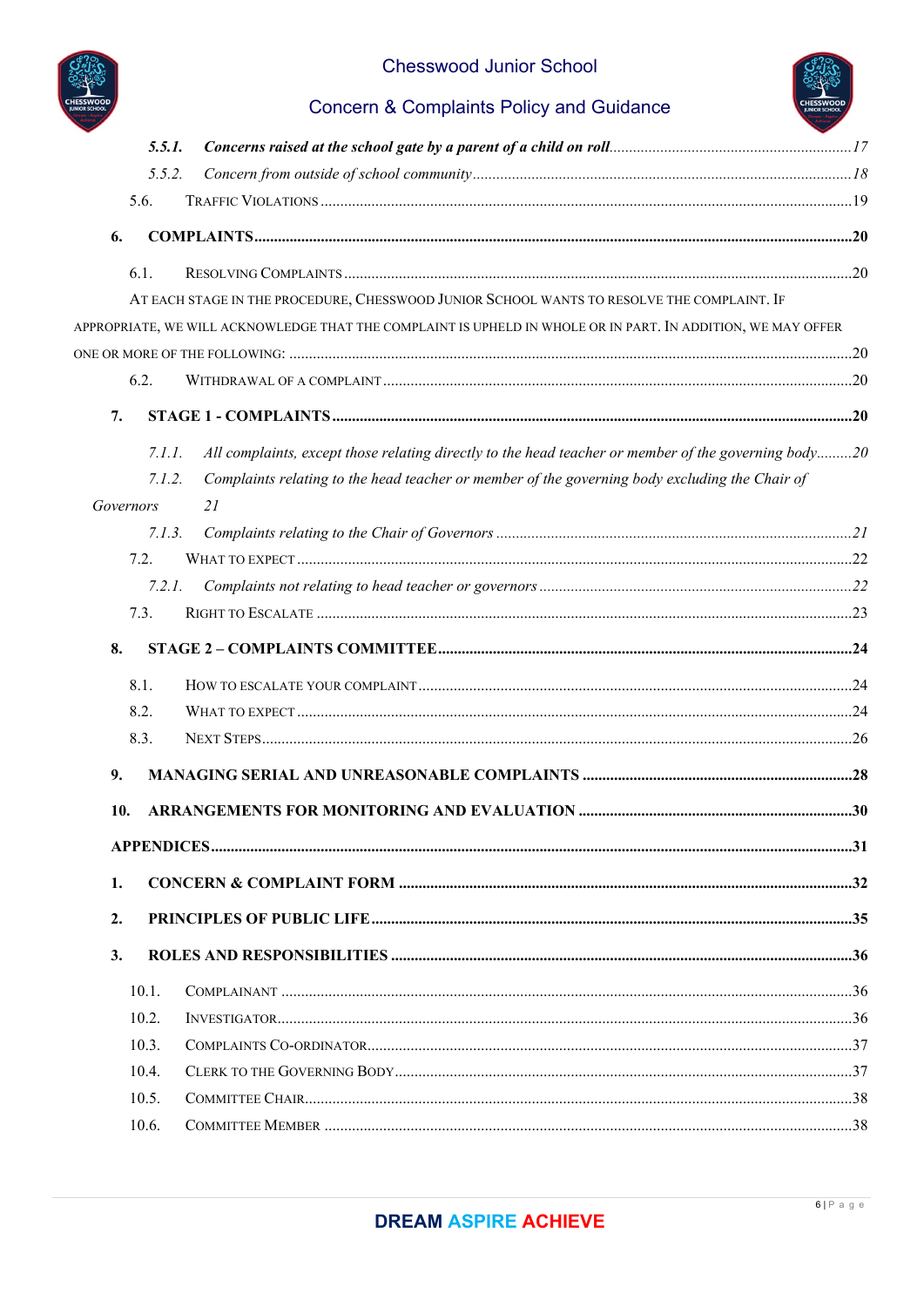*5.5.1. **Concerns raised at the school gate by a parent of a child on roll** ... 17*

*5.5.2. Concern from outside of school community ... 18*

5.6. Traffic Violations ... 19

**6. COMPLAINTS ... 20**

6.1. Resolving Complaints ... 20

At each stage in the procedure, Chesswood Junior School wants to resolve the complaint. If appropriate, we will acknowledge that the complaint is upheld in whole or in part. In addition, we may offer one or more of the following: ... 20

6.2. Withdrawal of a complaint ... 20

**7. STAGE 1 - COMPLAINTS ... 20**

*7.1.1. All complaints, except those relating directly to the head teacher or member of the governing body ... 20*

*7.1.2. Complaints relating to the head teacher or member of the governing body excluding the Chair of Governors 21*

*7.1.3. Complaints relating to the Chair of Governors ... 21*

7.2. What to expect ... 22

*7.2.1. Complaints not relating to head teacher or governors ... 22*

7.3. Right to Escalate ... 23

**8. STAGE 2 – COMPLAINTS COMMITTEE ... 24**

8.1. How to escalate your complaint ... 24

8.2. What to expect ... 24

8.3. Next Steps ... 26

**9. MANAGING SERIAL AND UNREASONABLE COMPLAINTS ... 28**

**10. ARRANGEMENTS FOR MONITORING AND EVALUATION ... 30**

**APPENDICES ... 31**

**1. CONCERN & COMPLAINT FORM ... 32**

**2. PRINCIPLES OF PUBLIC LIFE ... 35**

**3. ROLES AND RESPONSIBILITIES ... 36**

10.1. Complainant ... 36

10.2. Investigator ... 36

10.3. Complaints Co-ordinator ... 37

10.4. Clerk to the Governing Body ... 37

10.5. Committee Chair ... 38

10.6. Committee Member ... 38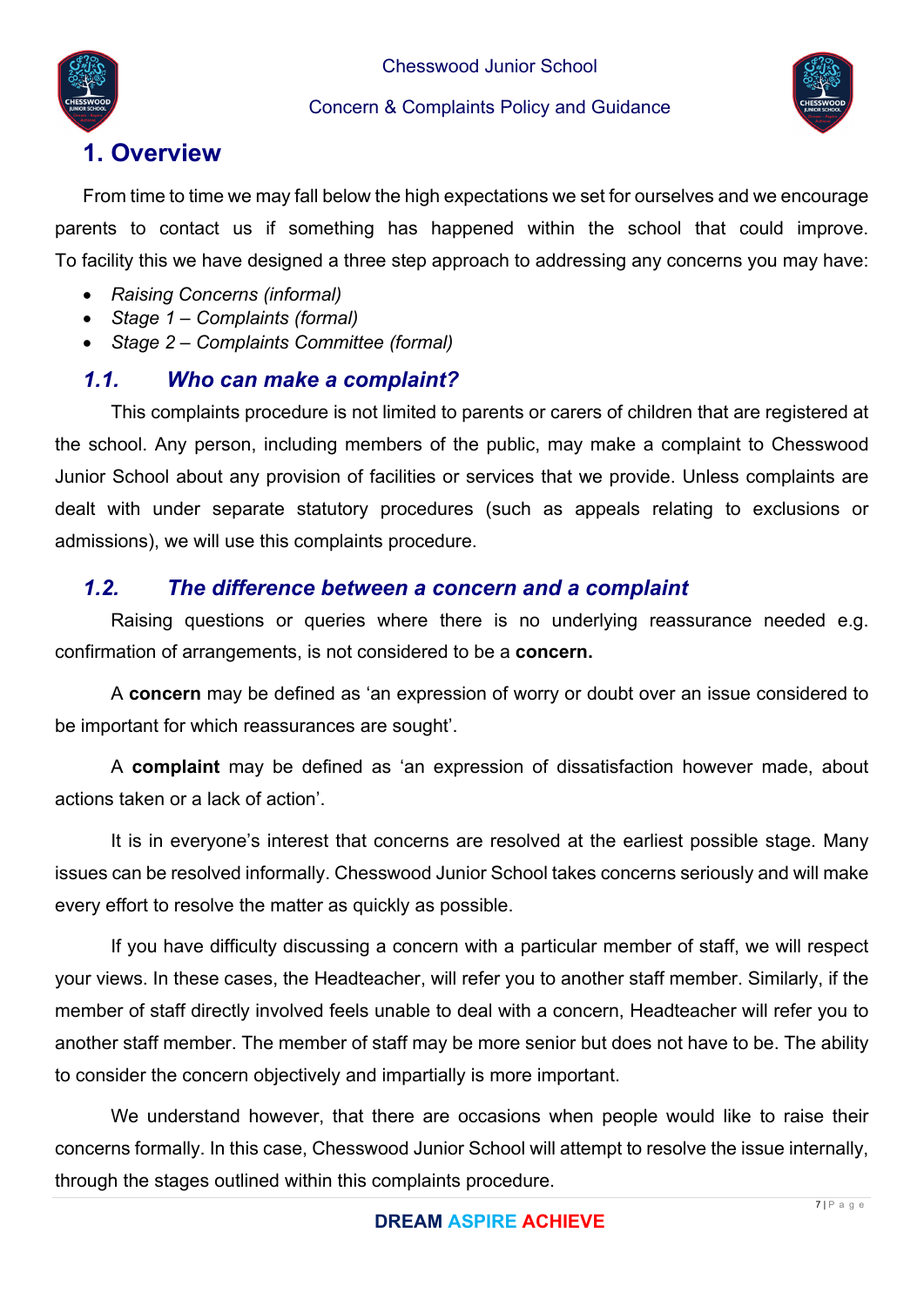## 1. Overview

From time to time we may fall below the high expectations we set for ourselves and we encourage parents to contact us if something has happened within the school that could improve. To facility this we have designed a three step approach to addressing any concerns you may have:

- *Raising Concerns (informal)*
- *Stage 1 – Complaints (formal)*
- *Stage 2 – Complaints Committee (formal)*

### *1.1. Who can make a complaint?*

This complaints procedure is not limited to parents or carers of children that are registered at the school. Any person, including members of the public, may make a complaint to Chesswood Junior School about any provision of facilities or services that we provide. Unless complaints are dealt with under separate statutory procedures (such as appeals relating to exclusions or admissions), we will use this complaints procedure.

### *1.2. The difference between a concern and a complaint*

Raising questions or queries where there is no underlying reassurance needed e.g. confirmation of arrangements, is not considered to be a **concern.**

A **concern** may be defined as 'an expression of worry or doubt over an issue considered to be important for which reassurances are sought'.

A **complaint** may be defined as 'an expression of dissatisfaction however made, about actions taken or a lack of action'.

It is in everyone's interest that concerns are resolved at the earliest possible stage. Many issues can be resolved informally. Chesswood Junior School takes concerns seriously and will make every effort to resolve the matter as quickly as possible.

If you have difficulty discussing a concern with a particular member of staff, we will respect your views. In these cases, the Headteacher, will refer you to another staff member. Similarly, if the member of staff directly involved feels unable to deal with a concern, Headteacher will refer you to another staff member. The member of staff may be more senior but does not have to be. The ability to consider the concern objectively and impartially is more important.

We understand however, that there are occasions when people would like to raise their concerns formally. In this case, Chesswood Junior School will attempt to resolve the issue internally, through the stages outlined within this complaints procedure.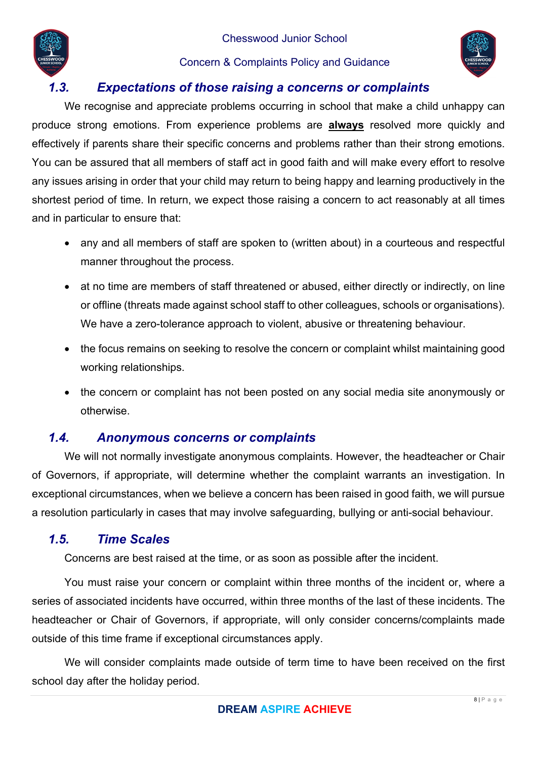### *1.3. Expectations of those raising a concerns or complaints*

We recognise and appreciate problems occurring in school that make a child unhappy can produce strong emotions. From experience problems are **always** resolved more quickly and effectively if parents share their specific concerns and problems rather than their strong emotions. You can be assured that all members of staff act in good faith and will make every effort to resolve any issues arising in order that your child may return to being happy and learning productively in the shortest period of time. In return, we expect those raising a concern to act reasonably at all times and in particular to ensure that:

- any and all members of staff are spoken to (written about) in a courteous and respectful manner throughout the process.
- at no time are members of staff threatened or abused, either directly or indirectly, on line or offline (threats made against school staff to other colleagues, schools or organisations). We have a zero-tolerance approach to violent, abusive or threatening behaviour.
- the focus remains on seeking to resolve the concern or complaint whilst maintaining good working relationships.
- the concern or complaint has not been posted on any social media site anonymously or otherwise.

### *1.4. Anonymous concerns or complaints*

We will not normally investigate anonymous complaints. However, the headteacher or Chair of Governors, if appropriate, will determine whether the complaint warrants an investigation. In exceptional circumstances, when we believe a concern has been raised in good faith, we will pursue a resolution particularly in cases that may involve safeguarding, bullying or anti-social behaviour.

### *1.5. Time Scales*

Concerns are best raised at the time, or as soon as possible after the incident.

You must raise your concern or complaint within three months of the incident or, where a series of associated incidents have occurred, within three months of the last of these incidents. The headteacher or Chair of Governors, if appropriate, will only consider concerns/complaints made outside of this time frame if exceptional circumstances apply.

We will consider complaints made outside of term time to have been received on the first school day after the holiday period.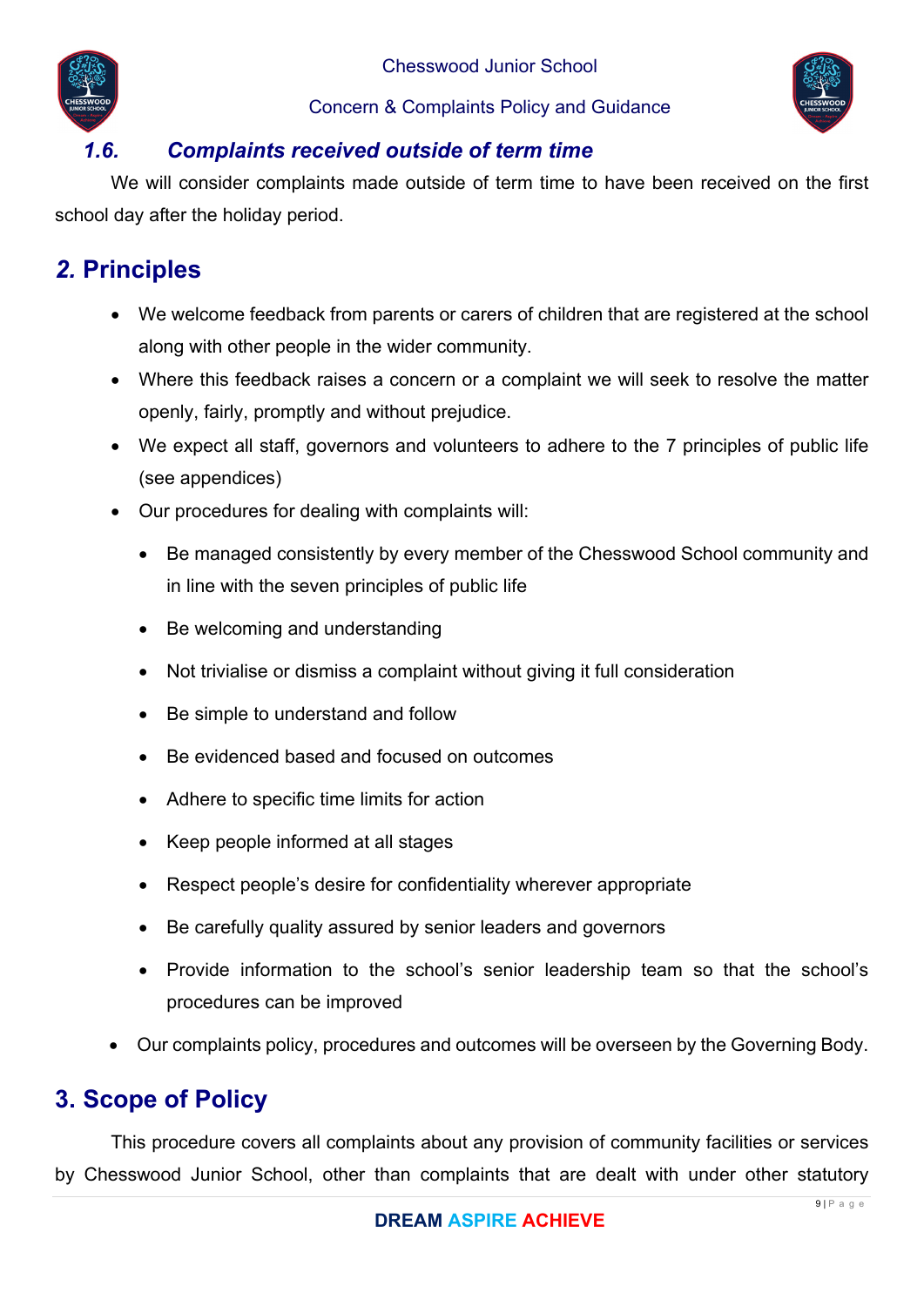### *1.6. Complaints received outside of term time*

We will consider complaints made outside of term time to have been received on the first school day after the holiday period.

## *2.* Principles

- We welcome feedback from parents or carers of children that are registered at the school along with other people in the wider community.
- Where this feedback raises a concern or a complaint we will seek to resolve the matter openly, fairly, promptly and without prejudice.
- We expect all staff, governors and volunteers to adhere to the 7 principles of public life (see appendices)
- Our procedures for dealing with complaints will:
    - Be managed consistently by every member of the Chesswood School community and in line with the seven principles of public life
    - Be welcoming and understanding
    - Not trivialise or dismiss a complaint without giving it full consideration
    - Be simple to understand and follow
    - Be evidenced based and focused on outcomes
    - Adhere to specific time limits for action
    - Keep people informed at all stages
    - Respect people's desire for confidentiality wherever appropriate
    - Be carefully quality assured by senior leaders and governors
    - Provide information to the school's senior leadership team so that the school's procedures can be improved
- Our complaints policy, procedures and outcomes will be overseen by the Governing Body.

## 3. Scope of Policy

This procedure covers all complaints about any provision of community facilities or services by Chesswood Junior School, other than complaints that are dealt with under other statutory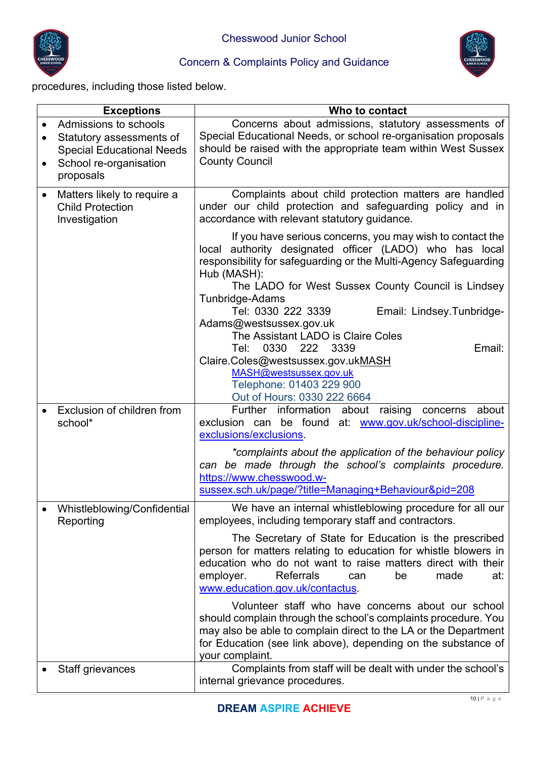procedures, including those listed below.

| Exceptions | Who to contact |
|---|---|
| • Admissions to schools<br>• Statutory assessments of Special Educational Needs<br>• School re-organisation proposals | Concerns about admissions, statutory assessments of Special Educational Needs, or school re-organisation proposals should be raised with the appropriate team within West Sussex County Council |
| • Matters likely to require a Child Protection Investigation | Complaints about child protection matters are handled under our child protection and safeguarding policy and in accordance with relevant statutory guidance.<br><br>If you have serious concerns, you may wish to contact the local authority designated officer (LADO) who has local responsibility for safeguarding or the Multi-Agency Safeguarding Hub (MASH):<br>The LADO for West Sussex County Council is Lindsey Tunbridge-Adams<br>Tel: 0330 222 3339 Email: Lindsey.Tunbridge-Adams@westsussex.gov.uk<br>The Assistant LADO is Claire Coles<br>Tel: 0330 222 3339 Email: Claire.Coles@westsussex.gov.ukMASH<br>MASH@westsussex.gov.uk<br>Telephone: 01403 229 900<br>Out of Hours: 0330 222 6664 |
| • Exclusion of children from school* | Further information about raising concerns about exclusion can be found at: www.gov.uk/school-discipline-exclusions/exclusions.<br><br>*\*complaints about the application of the behaviour policy can be made through the school's complaints procedure.* https://www.chesswood.w-sussex.sch.uk/page/?title=Managing+Behaviour&pid=208 |
| • Whistleblowing/Confidential Reporting | We have an internal whistleblowing procedure for all our employees, including temporary staff and contractors.<br><br>The Secretary of State for Education is the prescribed person for matters relating to education for whistle blowers in education who do not want to raise matters direct with their employer. Referrals can be made at: www.education.gov.uk/contactus.<br><br>Volunteer staff who have concerns about our school should complain through the school's complaints procedure. You may also be able to complain direct to the LA or the Department for Education (see link above), depending on the substance of your complaint. |
| • Staff grievances | Complaints from staff will be dealt with under the school's internal grievance procedures. |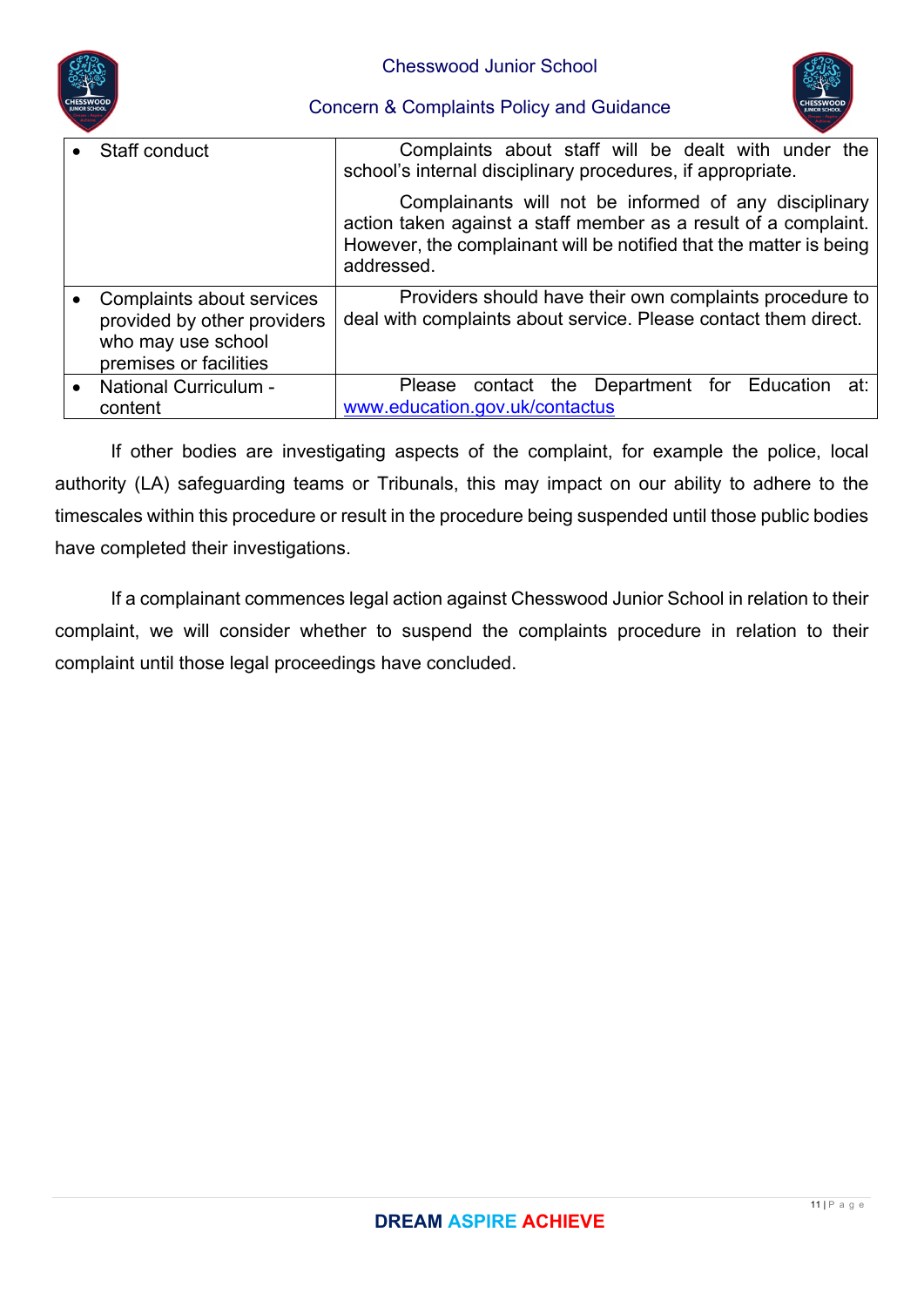| | |
|---|---|
| • Staff conduct | Complaints about staff will be dealt with under the school's internal disciplinary procedures, if appropriate.<br><br>Complainants will not be informed of any disciplinary action taken against a staff member as a result of a complaint. However, the complainant will be notified that the matter is being addressed. |
| • Complaints about services provided by other providers who may use school premises or facilities | Providers should have their own complaints procedure to deal with complaints about service. Please contact them direct. |
| • National Curriculum - content | Please contact the Department for Education at: www.education.gov.uk/contactus |

If other bodies are investigating aspects of the complaint, for example the police, local authority (LA) safeguarding teams or Tribunals, this may impact on our ability to adhere to the timescales within this procedure or result in the procedure being suspended until those public bodies have completed their investigations.

If a complainant commences legal action against Chesswood Junior School in relation to their complaint, we will consider whether to suspend the complaints procedure in relation to their complaint until those legal proceedings have concluded.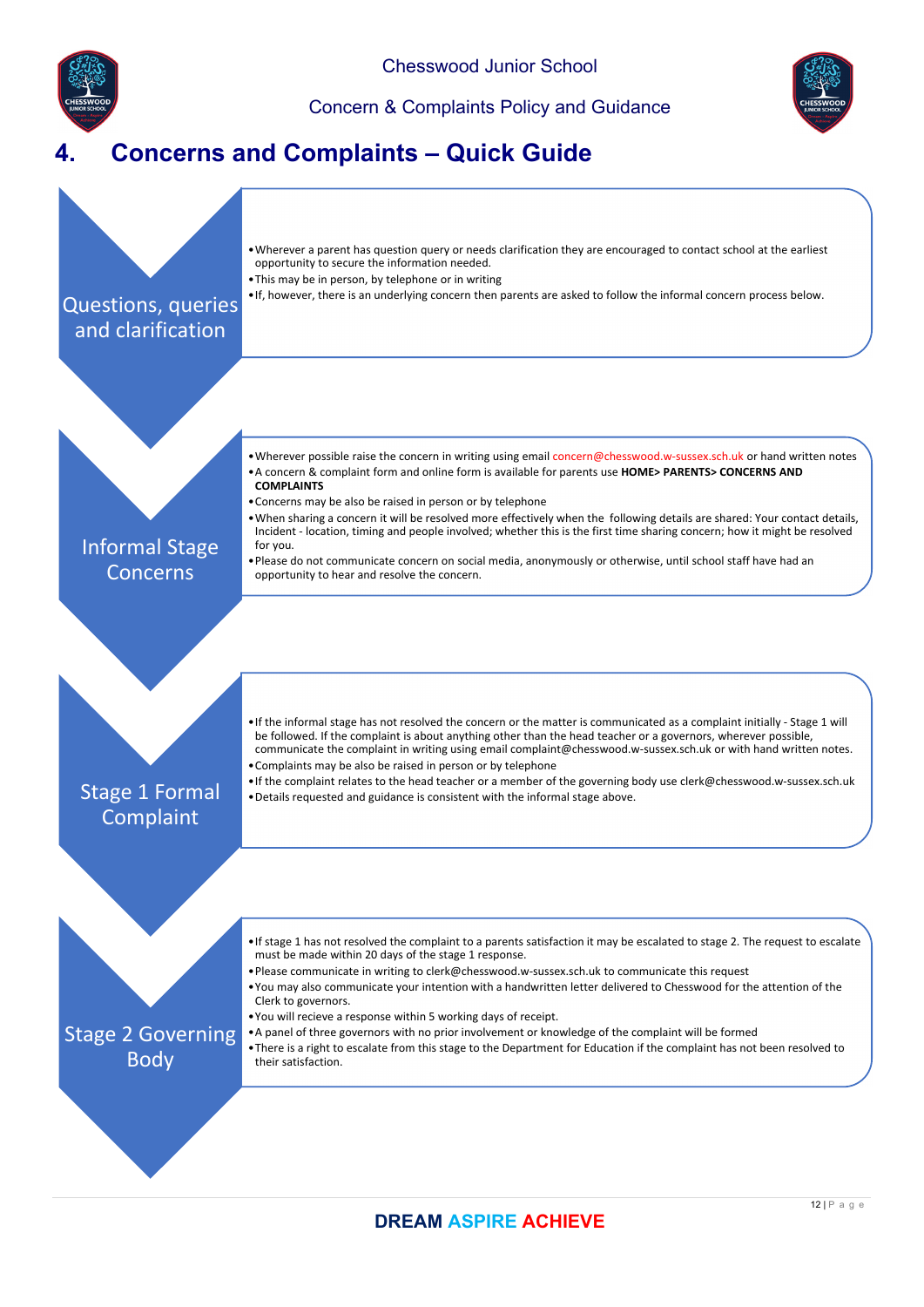# 4. Concerns and Complaints – Quick Guide

### Questions, queries and clarification

- Wherever a parent has question query or needs clarification they are encouraged to contact school at the earliest opportunity to secure the information needed.
- This may be in person, by telephone or in writing
- If, however, there is an underlying concern then parents are asked to follow the informal concern process below.

### Informal Stage Concerns

- Wherever possible raise the concern in writing using email concern@chesswood.w-sussex.sch.uk or hand written notes
- A concern & complaint form and online form is available for parents use **HOME> PARENTS> CONCERNS AND COMPLAINTS**
- Concerns may be also be raised in person or by telephone
- When sharing a concern it will be resolved more effectively when the following details are shared: Your contact details, Incident - location, timing and people involved; whether this is the first time sharing concern; how it might be resolved for you.
- Please do not communicate concern on social media, anonymously or otherwise, until school staff have had an opportunity to hear and resolve the concern.

### Stage 1 Formal Complaint

- If the informal stage has not resolved the concern or the matter is communicated as a complaint initially - Stage 1 will be followed. If the complaint is about anything other than the head teacher or a governors, wherever possible, communicate the complaint in writing using email complaint@chesswood.w-sussex.sch.uk or with hand written notes.
- Complaints may be also be raised in person or by telephone
- If the complaint relates to the head teacher or a member of the governing body use clerk@chesswood.w-sussex.sch.uk
- Details requested and guidance is consistent with the informal stage above.

### Stage 2 Governing Body

- If stage 1 has not resolved the complaint to a parents satisfaction it may be escalated to stage 2. The request to escalate must be made within 20 days of the stage 1 response.
- Please communicate in writing to clerk@chesswood.w-sussex.sch.uk to communicate this request
- You may also communicate your intention with a handwritten letter delivered to Chesswood for the attention of the Clerk to governors.
- You will recieve a response within 5 working days of receipt.
- A panel of three governors with no prior involvement or knowledge of the complaint will be formed
- There is a right to escalate from this stage to the Department for Education if the complaint has not been resolved to their satisfaction.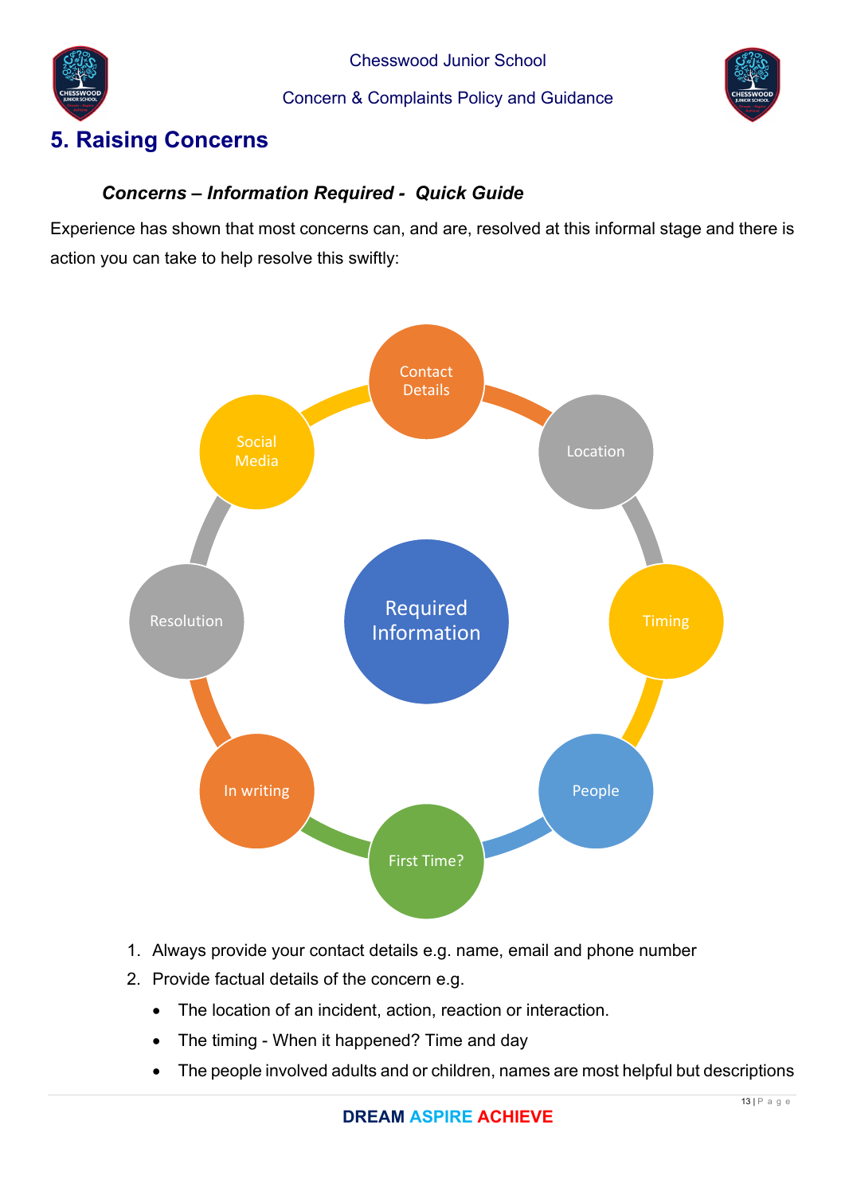## 5. Raising Concerns

### *Concerns – Information Required - Quick Guide*

Experience has shown that most concerns can, and are, resolved at this informal stage and there is action you can take to help resolve this swiftly:

Required Information

Contact Details

Location

Timing

People

First Time?

In writing

Resolution

Social Media

1. Always provide your contact details e.g. name, email and phone number
2. Provide factual details of the concern e.g.
   - The location of an incident, action, reaction or interaction.
   - The timing - When it happened? Time and day
   - The people involved adults and or children, names are most helpful but descriptions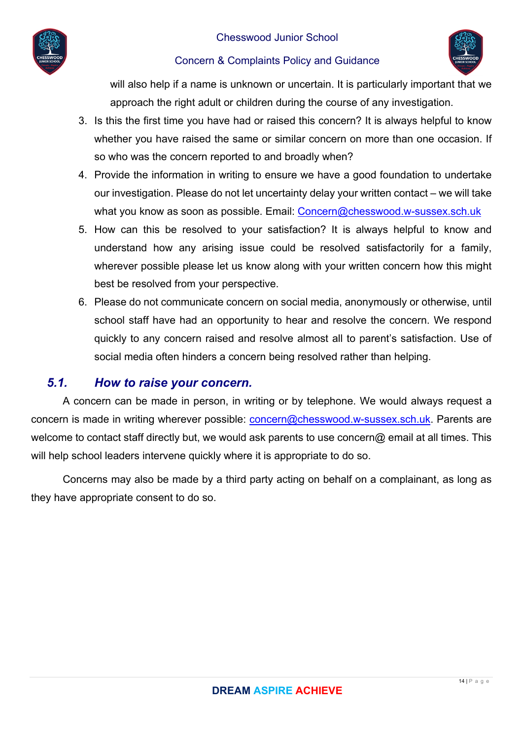will also help if a name is unknown or uncertain. It is particularly important that we approach the right adult or children during the course of any investigation.

3. Is this the first time you have had or raised this concern? It is always helpful to know whether you have raised the same or similar concern on more than one occasion. If so who was the concern reported to and broadly when?
4. Provide the information in writing to ensure we have a good foundation to undertake our investigation. Please do not let uncertainty delay your written contact – we will take what you know as soon as possible. Email: Concern@chesswood.w-sussex.sch.uk
5. How can this be resolved to your satisfaction? It is always helpful to know and understand how any arising issue could be resolved satisfactorily for a family, wherever possible please let us know along with your written concern how this might best be resolved from your perspective.
6. Please do not communicate concern on social media, anonymously or otherwise, until school staff have had an opportunity to hear and resolve the concern. We respond quickly to any concern raised and resolve almost all to parent's satisfaction. Use of social media often hinders a concern being resolved rather than helping.

### *5.1. How to raise your concern.*

A concern can be made in person, in writing or by telephone. We would always request a concern is made in writing wherever possible: concern@chesswood.w-sussex.sch.uk. Parents are welcome to contact staff directly but, we would ask parents to use concern@ email at all times. This will help school leaders intervene quickly where it is appropriate to do so.

Concerns may also be made by a third party acting on behalf on a complainant, as long as they have appropriate consent to do so.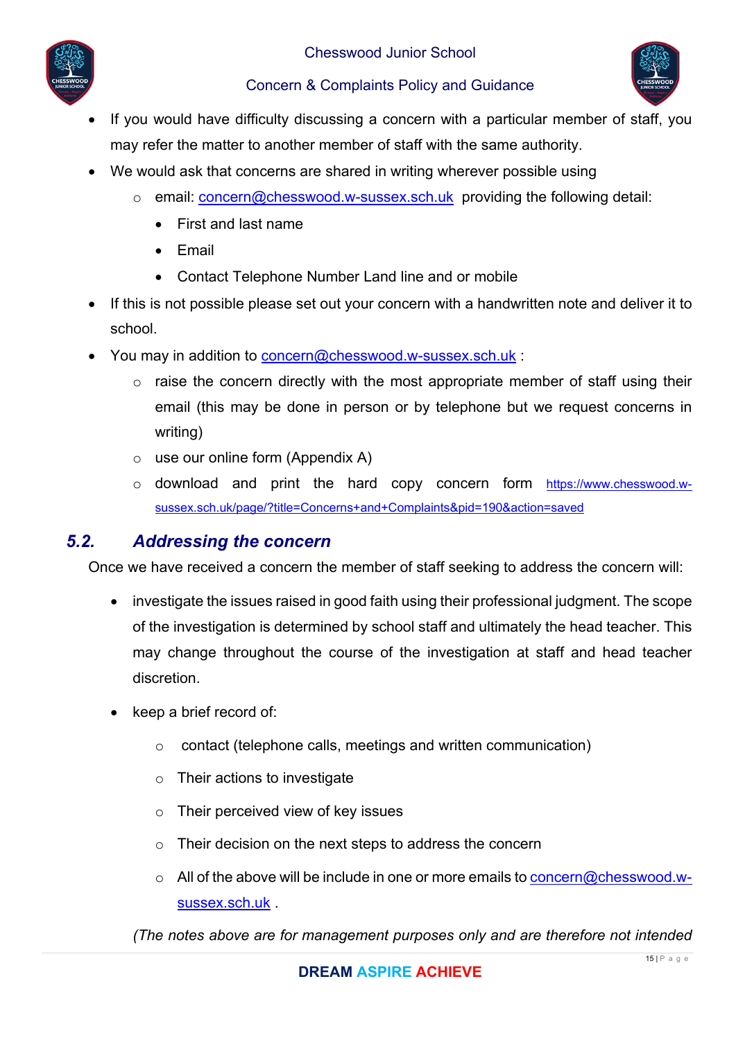- If you would have difficulty discussing a concern with a particular member of staff, you may refer the matter to another member of staff with the same authority.
- We would ask that concerns are shared in writing wherever possible using
  - email: [concern@chesswood.w-sussex.sch.uk](mailto:concern@chesswood.w-sussex.sch.uk) providing the following detail:
    - First and last name
    - Email
    - Contact Telephone Number Land line and or mobile
- If this is not possible please set out your concern with a handwritten note and deliver it to school.
- You may in addition to [concern@chesswood.w-sussex.sch.uk](mailto:concern@chesswood.w-sussex.sch.uk) :
  - raise the concern directly with the most appropriate member of staff using their email (this may be done in person or by telephone but we request concerns in writing)
  - use our online form (Appendix A)
  - download and print the hard copy concern form [https://www.chesswood.w-sussex.sch.uk/page/?title=Concerns+and+Complaints&pid=190&action=saved](https://www.chesswood.w-sussex.sch.uk/page/?title=Concerns+and+Complaints&pid=190&action=saved)

## 5.2. *Addressing the concern*

Once we have received a concern the member of staff seeking to address the concern will:

- investigate the issues raised in good faith using their professional judgment. The scope of the investigation is determined by school staff and ultimately the head teacher. This may change throughout the course of the investigation at staff and head teacher discretion.
- keep a brief record of:
  - contact (telephone calls, meetings and written communication)
  - Their actions to investigate
  - Their perceived view of key issues
  - Their decision on the next steps to address the concern
  - All of the above will be include in one or more emails to [concern@chesswood.w-sussex.sch.uk](mailto:concern@chesswood.w-sussex.sch.uk) .

*(The notes above are for management purposes only and are therefore not intended*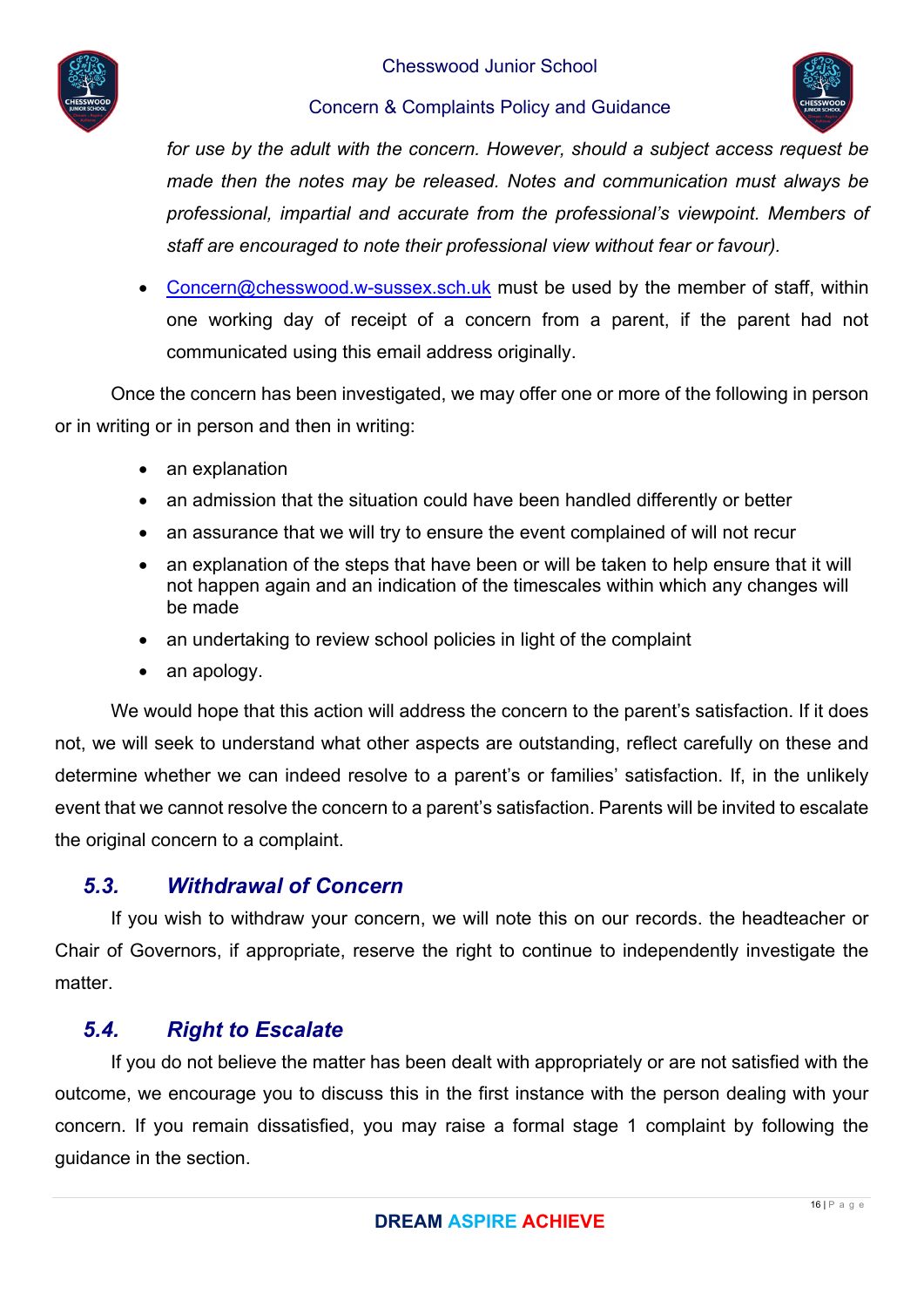*for use by the adult with the concern. However, should a subject access request be made then the notes may be released. Notes and communication must always be professional, impartial and accurate from the professional's viewpoint. Members of staff are encouraged to note their professional view without fear or favour).*

- Concern@chesswood.w-sussex.sch.uk must be used by the member of staff, within one working day of receipt of a concern from a parent, if the parent had not communicated using this email address originally.

Once the concern has been investigated, we may offer one or more of the following in person or in writing or in person and then in writing:

- an explanation
- an admission that the situation could have been handled differently or better
- an assurance that we will try to ensure the event complained of will not recur
- an explanation of the steps that have been or will be taken to help ensure that it will not happen again and an indication of the timescales within which any changes will be made
- an undertaking to review school policies in light of the complaint
- an apology.

We would hope that this action will address the concern to the parent's satisfaction. If it does not, we will seek to understand what other aspects are outstanding, reflect carefully on these and determine whether we can indeed resolve to a parent's or families' satisfaction. If, in the unlikely event that we cannot resolve the concern to a parent's satisfaction. Parents will be invited to escalate the original concern to a complaint.

### *5.3. Withdrawal of Concern*

If you wish to withdraw your concern, we will note this on our records. the headteacher or Chair of Governors, if appropriate, reserve the right to continue to independently investigate the matter.

### *5.4. Right to Escalate*

If you do not believe the matter has been dealt with appropriately or are not satisfied with the outcome, we encourage you to discuss this in the first instance with the person dealing with your concern. If you remain dissatisfied, you may raise a formal stage 1 complaint by following the guidance in the section.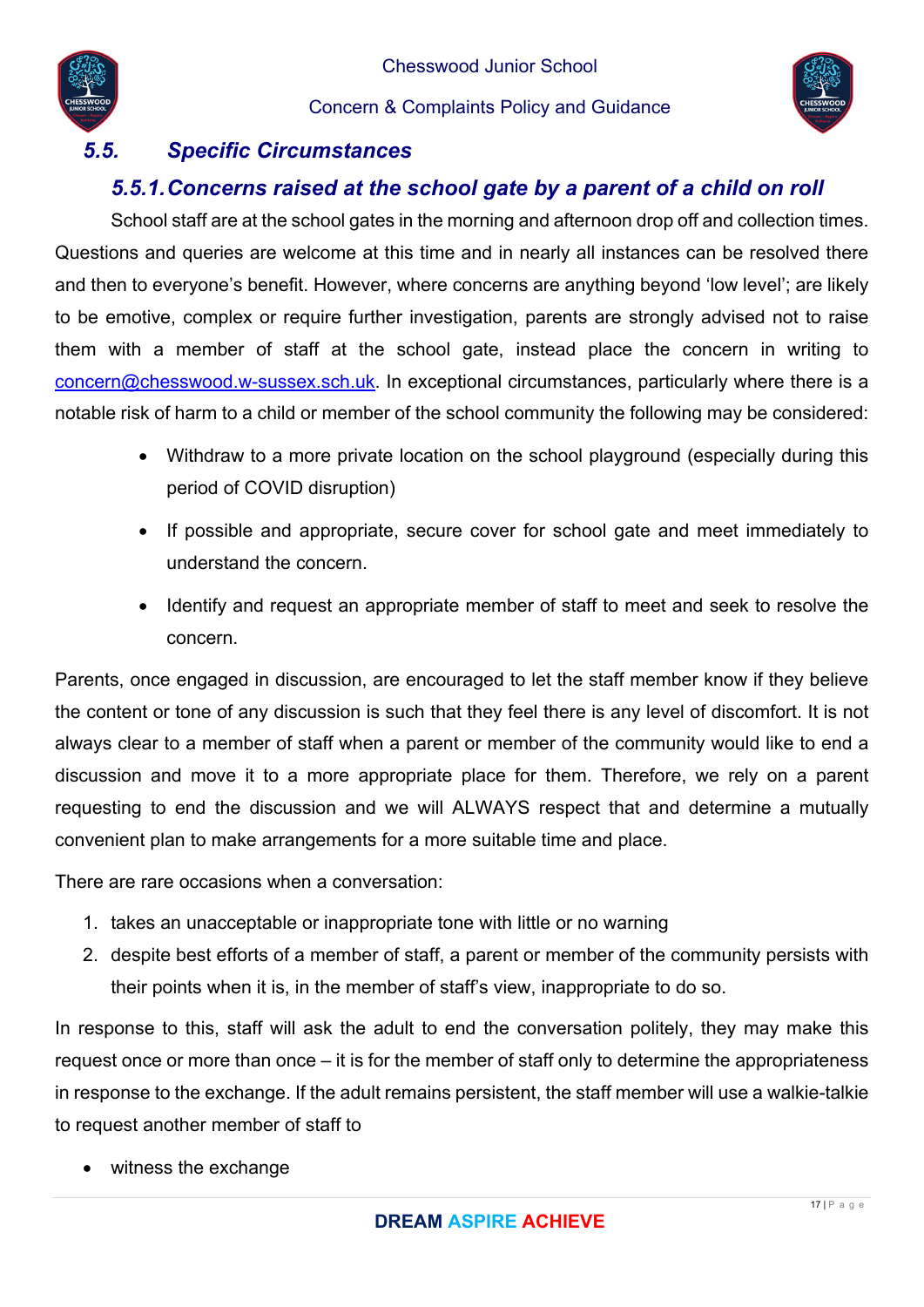### *5.5. Specific Circumstances*

#### *5.5.1. Concerns raised at the school gate by a parent of a child on roll*

School staff are at the school gates in the morning and afternoon drop off and collection times. Questions and queries are welcome at this time and in nearly all instances can be resolved there and then to everyone's benefit. However, where concerns are anything beyond 'low level'; are likely to be emotive, complex or require further investigation, parents are strongly advised not to raise them with a member of staff at the school gate, instead place the concern in writing to concern@chesswood.w-sussex.sch.uk. In exceptional circumstances, particularly where there is a notable risk of harm to a child or member of the school community the following may be considered:

- Withdraw to a more private location on the school playground (especially during this period of COVID disruption)
- If possible and appropriate, secure cover for school gate and meet immediately to understand the concern.
- Identify and request an appropriate member of staff to meet and seek to resolve the concern.

Parents, once engaged in discussion, are encouraged to let the staff member know if they believe the content or tone of any discussion is such that they feel there is any level of discomfort. It is not always clear to a member of staff when a parent or member of the community would like to end a discussion and move it to a more appropriate place for them. Therefore, we rely on a parent requesting to end the discussion and we will ALWAYS respect that and determine a mutually convenient plan to make arrangements for a more suitable time and place.

There are rare occasions when a conversation:

1. takes an unacceptable or inappropriate tone with little or no warning
2. despite best efforts of a member of staff, a parent or member of the community persists with their points when it is, in the member of staff's view, inappropriate to do so.

In response to this, staff will ask the adult to end the conversation politely, they may make this request once or more than once – it is for the member of staff only to determine the appropriateness in response to the exchange. If the adult remains persistent, the staff member will use a walkie-talkie to request another member of staff to

- witness the exchange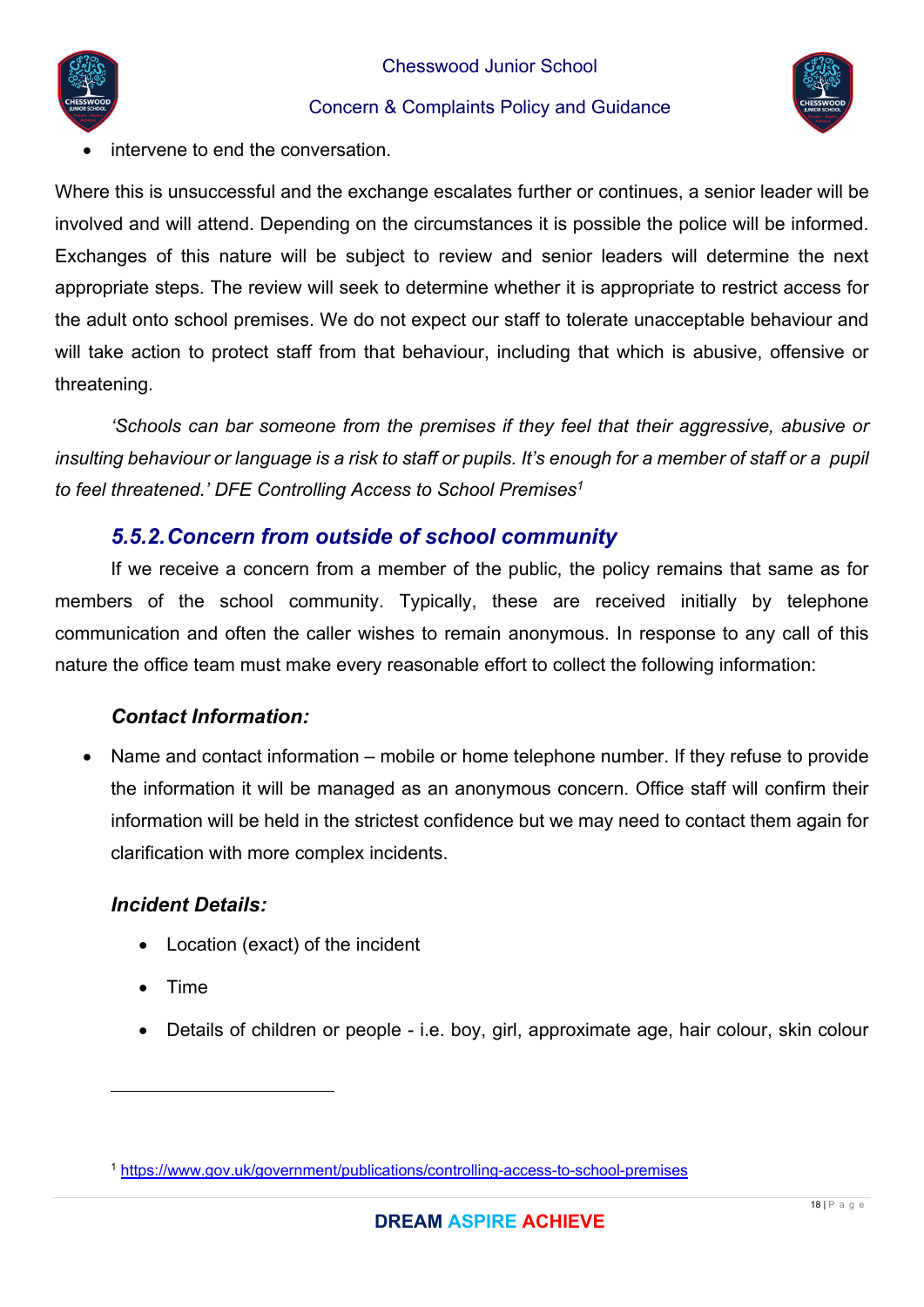- intervene to end the conversation.

Where this is unsuccessful and the exchange escalates further or continues, a senior leader will be involved and will attend. Depending on the circumstances it is possible the police will be informed. Exchanges of this nature will be subject to review and senior leaders will determine the next appropriate steps. The review will seek to determine whether it is appropriate to restrict access for the adult onto school premises. We do not expect our staff to tolerate unacceptable behaviour and will take action to protect staff from that behaviour, including that which is abusive, offensive or threatening.

*'Schools can bar someone from the premises if they feel that their aggressive, abusive or insulting behaviour or language is a risk to staff or pupils. It's enough for a member of staff or a pupil to feel threatened.' DFE Controlling Access to School Premises*[1]

### 5.5.2. Concern from outside of school community

If we receive a concern from a member of the public, the policy remains that same as for members of the school community. Typically, these are received initially by telephone communication and often the caller wishes to remain anonymous. In response to any call of this nature the office team must make every reasonable effort to collect the following information:

#### Contact Information:

- Name and contact information – mobile or home telephone number. If they refuse to provide the information it will be managed as an anonymous concern. Office staff will confirm their information will be held in the strictest confidence but we may need to contact them again for clarification with more complex incidents.

#### Incident Details:

- Location (exact) of the incident
- Time
- Details of children or people - i.e. boy, girl, approximate age, hair colour, skin colour

[1] https://www.gov.uk/government/publications/controlling-access-to-school-premises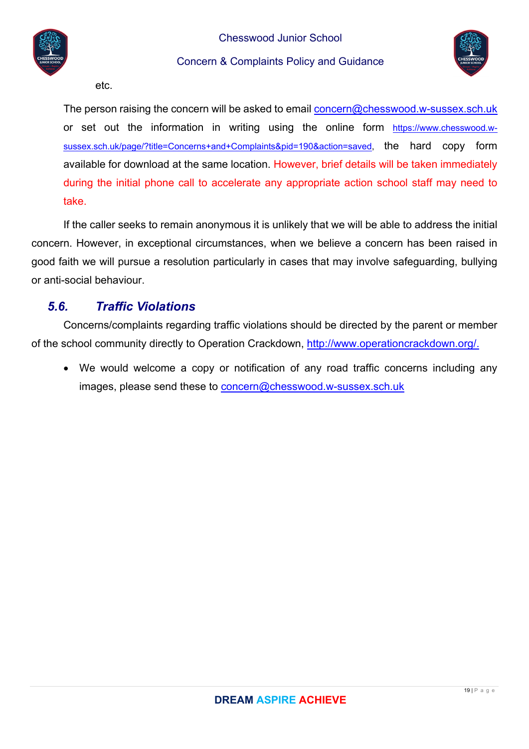etc.

The person raising the concern will be asked to email concern@chesswood.w-sussex.sch.uk or set out the information in writing using the online form https://www.chesswood.w-sussex.sch.uk/page/?title=Concerns+and+Complaints&pid=190&action=saved, the hard copy form available for download at the same location. However, brief details will be taken immediately during the initial phone call to accelerate any appropriate action school staff may need to take.

If the caller seeks to remain anonymous it is unlikely that we will be able to address the initial concern. However, in exceptional circumstances, when we believe a concern has been raised in good faith we will pursue a resolution particularly in cases that may involve safeguarding, bullying or anti-social behaviour.

### *5.6. Traffic Violations*

Concerns/complaints regarding traffic violations should be directed by the parent or member of the school community directly to Operation Crackdown, http://www.operationcrackdown.org/.

- We would welcome a copy or notification of any road traffic concerns including any images, please send these to concern@chesswood.w-sussex.sch.uk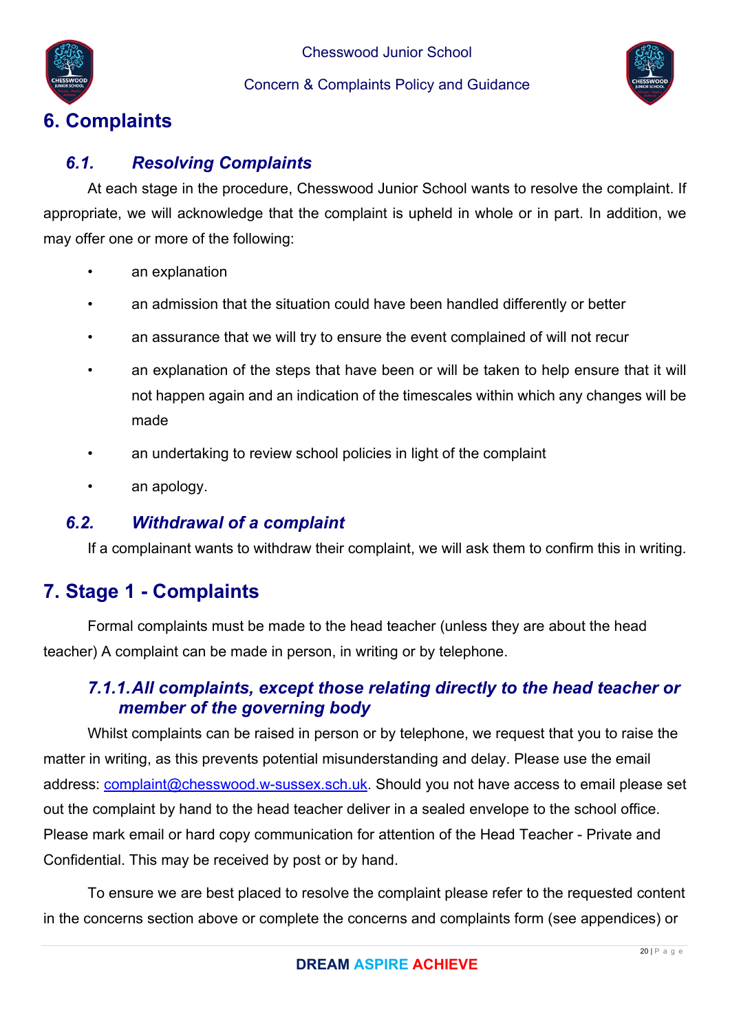# 6. Complaints

## *6.1. Resolving Complaints*

At each stage in the procedure, Chesswood Junior School wants to resolve the complaint. If appropriate, we will acknowledge that the complaint is upheld in whole or in part. In addition, we may offer one or more of the following:

- an explanation
- an admission that the situation could have been handled differently or better
- an assurance that we will try to ensure the event complained of will not recur
- an explanation of the steps that have been or will be taken to help ensure that it will not happen again and an indication of the timescales within which any changes will be made
- an undertaking to review school policies in light of the complaint
- an apology.

## *6.2. Withdrawal of a complaint*

If a complainant wants to withdraw their complaint, we will ask them to confirm this in writing.

# 7. Stage 1 - Complaints

Formal complaints must be made to the head teacher (unless they are about the head teacher) A complaint can be made in person, in writing or by telephone.

### *7.1.1. All complaints, except those relating directly to the head teacher or member of the governing body*

Whilst complaints can be raised in person or by telephone, we request that you to raise the matter in writing, as this prevents potential misunderstanding and delay. Please use the email address: complaint@chesswood.w-sussex.sch.uk. Should you not have access to email please set out the complaint by hand to the head teacher deliver in a sealed envelope to the school office. Please mark email or hard copy communication for attention of the Head Teacher - Private and Confidential. This may be received by post or by hand.

To ensure we are best placed to resolve the complaint please refer to the requested content in the concerns section above or complete the concerns and complaints form (see appendices) or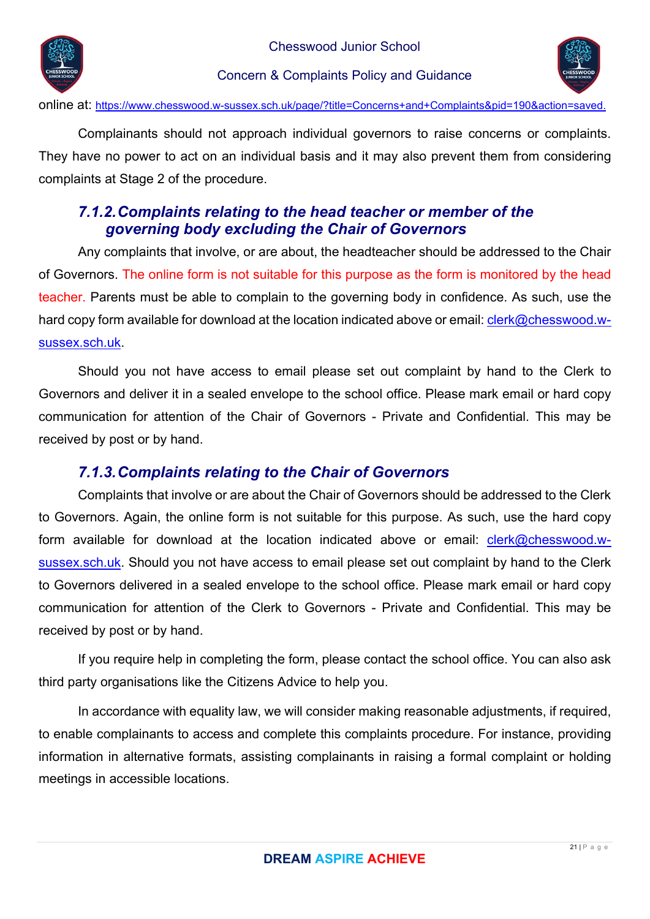online at: https://www.chesswood.w-sussex.sch.uk/page/?title=Concerns+and+Complaints&pid=190&action=saved.

Complainants should not approach individual governors to raise concerns or complaints. They have no power to act on an individual basis and it may also prevent them from considering complaints at Stage 2 of the procedure.

### *7.1.2. Complaints relating to the head teacher or member of the governing body excluding the Chair of Governors*

Any complaints that involve, or are about, the headteacher should be addressed to the Chair of Governors. The online form is not suitable for this purpose as the form is monitored by the head teacher. Parents must be able to complain to the governing body in confidence. As such, use the hard copy form available for download at the location indicated above or email: clerk@chesswood.w-sussex.sch.uk.

Should you not have access to email please set out complaint by hand to the Clerk to Governors and deliver it in a sealed envelope to the school office. Please mark email or hard copy communication for attention of the Chair of Governors - Private and Confidential. This may be received by post or by hand.

### *7.1.3. Complaints relating to the Chair of Governors*

Complaints that involve or are about the Chair of Governors should be addressed to the Clerk to Governors. Again, the online form is not suitable for this purpose. As such, use the hard copy form available for download at the location indicated above or email: clerk@chesswood.w-sussex.sch.uk. Should you not have access to email please set out complaint by hand to the Clerk to Governors delivered in a sealed envelope to the school office. Please mark email or hard copy communication for attention of the Clerk to Governors - Private and Confidential. This may be received by post or by hand.

If you require help in completing the form, please contact the school office. You can also ask third party organisations like the Citizens Advice to help you.

In accordance with equality law, we will consider making reasonable adjustments, if required, to enable complainants to access and complete this complaints procedure. For instance, providing information in alternative formats, assisting complainants in raising a formal complaint or holding meetings in accessible locations.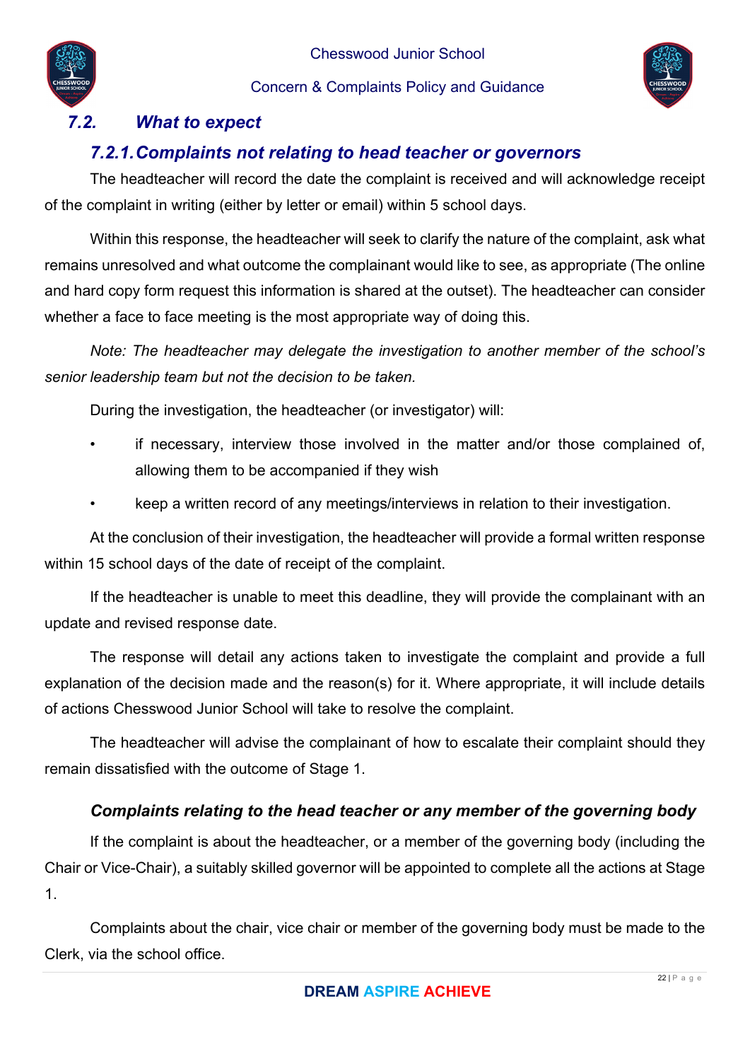## *7.2. What to expect*

### *7.2.1. Complaints not relating to head teacher or governors*

The headteacher will record the date the complaint is received and will acknowledge receipt of the complaint in writing (either by letter or email) within 5 school days.

Within this response, the headteacher will seek to clarify the nature of the complaint, ask what remains unresolved and what outcome the complainant would like to see, as appropriate (The online and hard copy form request this information is shared at the outset). The headteacher can consider whether a face to face meeting is the most appropriate way of doing this.

*Note: The headteacher may delegate the investigation to another member of the school's senior leadership team but not the decision to be taken.*

During the investigation, the headteacher (or investigator) will:

- if necessary, interview those involved in the matter and/or those complained of, allowing them to be accompanied if they wish
- keep a written record of any meetings/interviews in relation to their investigation.

At the conclusion of their investigation, the headteacher will provide a formal written response within 15 school days of the date of receipt of the complaint.

If the headteacher is unable to meet this deadline, they will provide the complainant with an update and revised response date.

The response will detail any actions taken to investigate the complaint and provide a full explanation of the decision made and the reason(s) for it. Where appropriate, it will include details of actions Chesswood Junior School will take to resolve the complaint.

The headteacher will advise the complainant of how to escalate their complaint should they remain dissatisfied with the outcome of Stage 1.

### *Complaints relating to the head teacher or any member of the governing body*

If the complaint is about the headteacher, or a member of the governing body (including the Chair or Vice-Chair), a suitably skilled governor will be appointed to complete all the actions at Stage 1.

Complaints about the chair, vice chair or member of the governing body must be made to the Clerk, via the school office.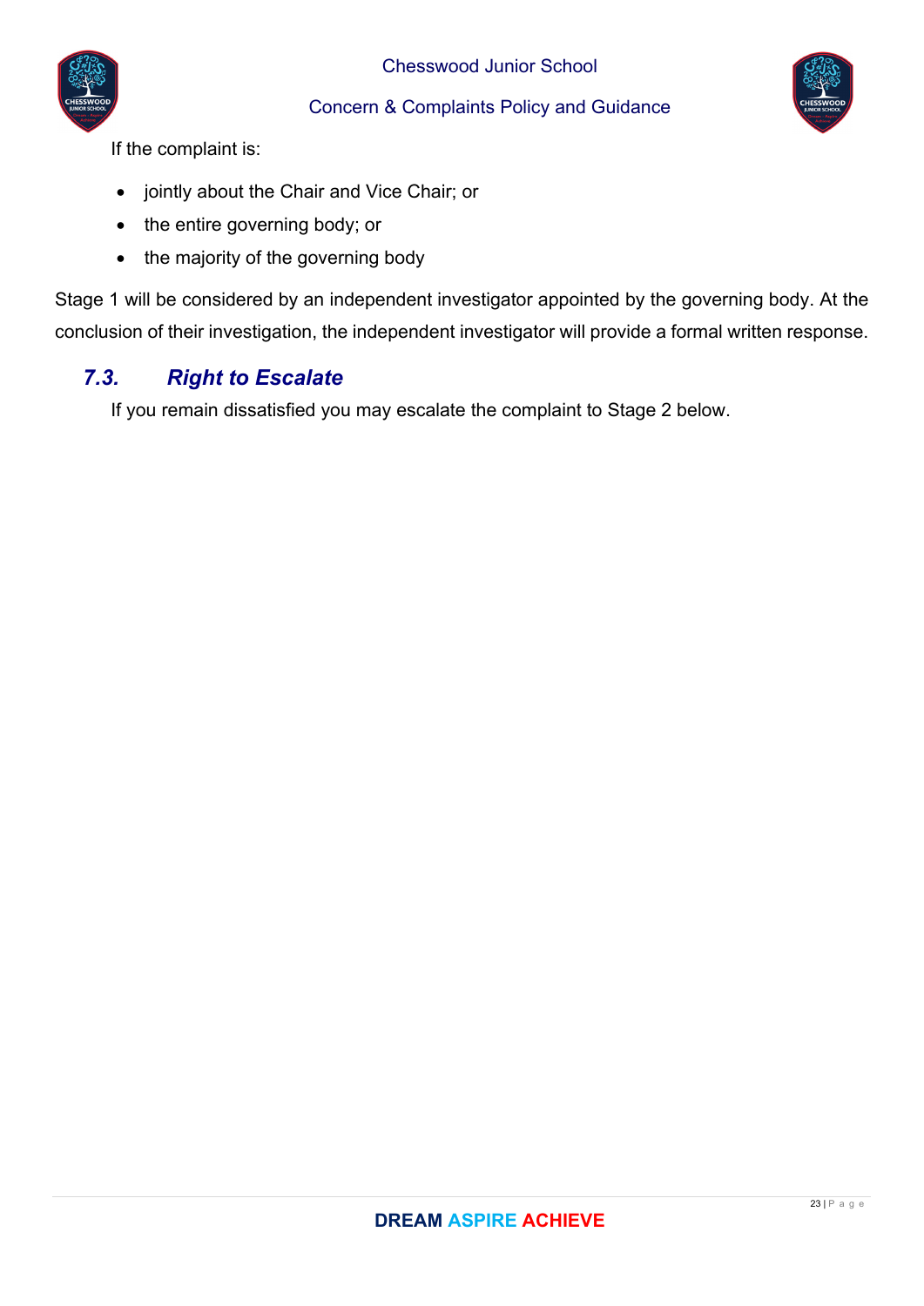If the complaint is:

- jointly about the Chair and Vice Chair; or
- the entire governing body; or
- the majority of the governing body

Stage 1 will be considered by an independent investigator appointed by the governing body. At the conclusion of their investigation, the independent investigator will provide a formal written response.

### *7.3. Right to Escalate*

If you remain dissatisfied you may escalate the complaint to Stage 2 below.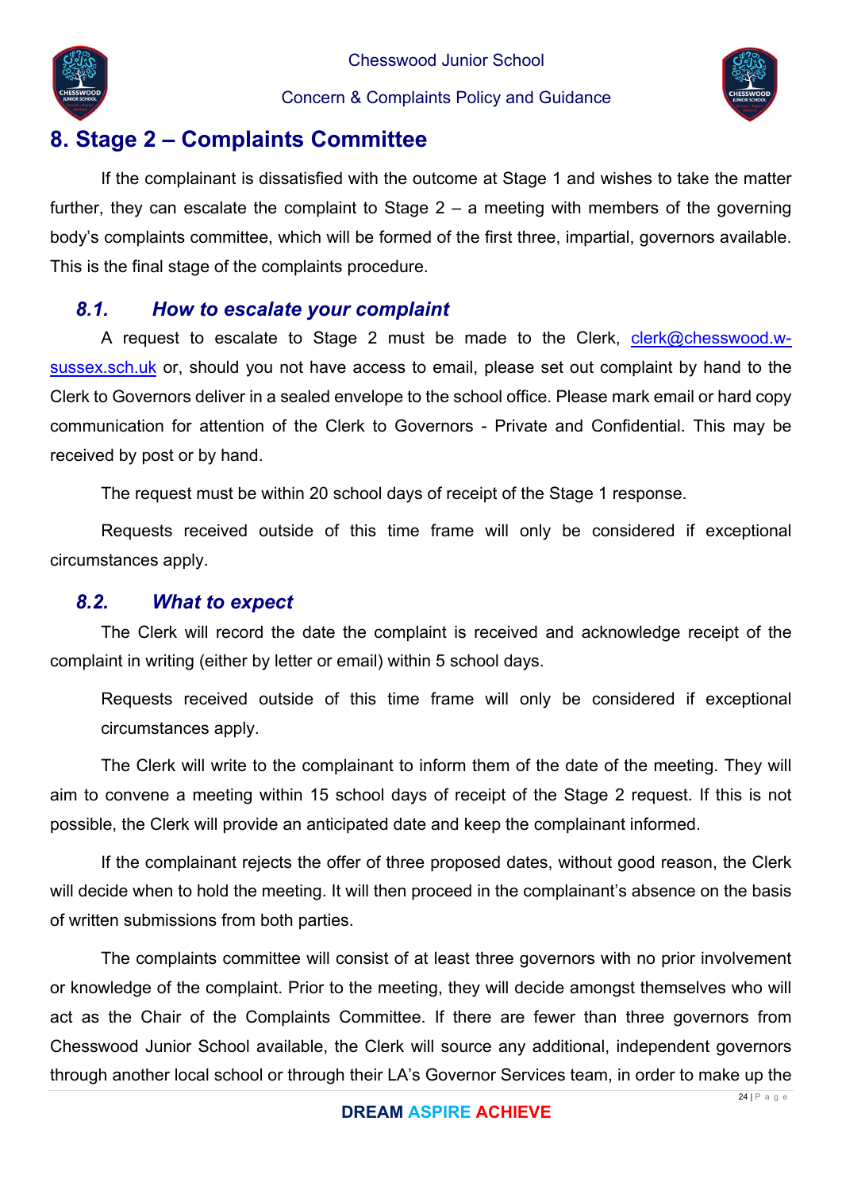## 8. Stage 2 – Complaints Committee

If the complainant is dissatisfied with the outcome at Stage 1 and wishes to take the matter further, they can escalate the complaint to Stage 2 – a meeting with members of the governing body's complaints committee, which will be formed of the first three, impartial, governors available. This is the final stage of the complaints procedure.

### *8.1. How to escalate your complaint*

A request to escalate to Stage 2 must be made to the Clerk, clerk@chesswood.w-sussex.sch.uk or, should you not have access to email, please set out complaint by hand to the Clerk to Governors deliver in a sealed envelope to the school office. Please mark email or hard copy communication for attention of the Clerk to Governors - Private and Confidential. This may be received by post or by hand.

The request must be within 20 school days of receipt of the Stage 1 response.

Requests received outside of this time frame will only be considered if exceptional circumstances apply.

### *8.2. What to expect*

The Clerk will record the date the complaint is received and acknowledge receipt of the complaint in writing (either by letter or email) within 5 school days.

Requests received outside of this time frame will only be considered if exceptional circumstances apply.

The Clerk will write to the complainant to inform them of the date of the meeting. They will aim to convene a meeting within 15 school days of receipt of the Stage 2 request. If this is not possible, the Clerk will provide an anticipated date and keep the complainant informed.

If the complainant rejects the offer of three proposed dates, without good reason, the Clerk will decide when to hold the meeting. It will then proceed in the complainant's absence on the basis of written submissions from both parties.

The complaints committee will consist of at least three governors with no prior involvement or knowledge of the complaint. Prior to the meeting, they will decide amongst themselves who will act as the Chair of the Complaints Committee. If there are fewer than three governors from Chesswood Junior School available, the Clerk will source any additional, independent governors through another local school or through their LA's Governor Services team, in order to make up the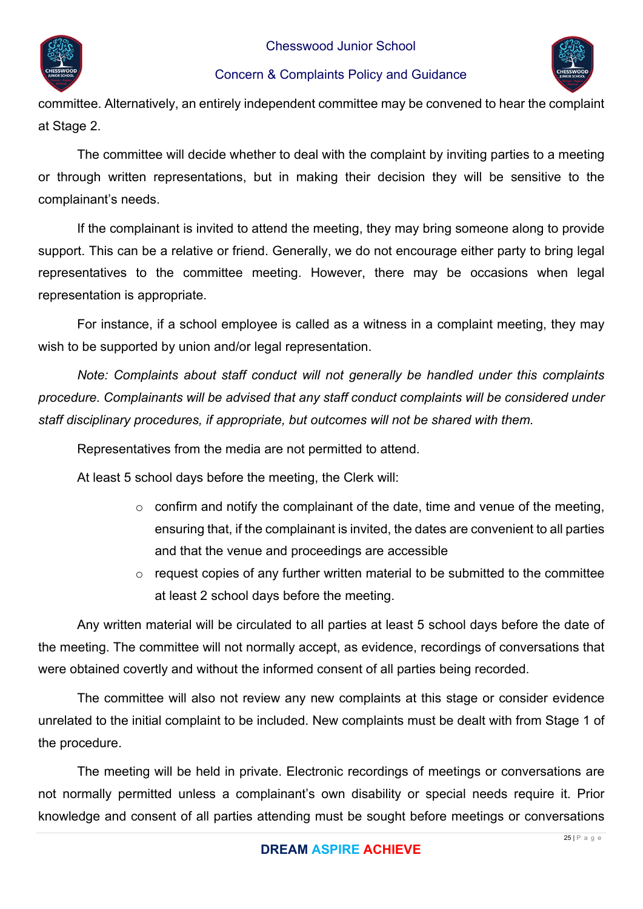committee. Alternatively, an entirely independent committee may be convened to hear the complaint at Stage 2.

The committee will decide whether to deal with the complaint by inviting parties to a meeting or through written representations, but in making their decision they will be sensitive to the complainant's needs.

If the complainant is invited to attend the meeting, they may bring someone along to provide support. This can be a relative or friend. Generally, we do not encourage either party to bring legal representatives to the committee meeting. However, there may be occasions when legal representation is appropriate.

For instance, if a school employee is called as a witness in a complaint meeting, they may wish to be supported by union and/or legal representation.

*Note: Complaints about staff conduct will not generally be handled under this complaints procedure. Complainants will be advised that any staff conduct complaints will be considered under staff disciplinary procedures, if appropriate, but outcomes will not be shared with them.*

Representatives from the media are not permitted to attend.

At least 5 school days before the meeting, the Clerk will:

- confirm and notify the complainant of the date, time and venue of the meeting, ensuring that, if the complainant is invited, the dates are convenient to all parties and that the venue and proceedings are accessible
- request copies of any further written material to be submitted to the committee at least 2 school days before the meeting.

Any written material will be circulated to all parties at least 5 school days before the date of the meeting. The committee will not normally accept, as evidence, recordings of conversations that were obtained covertly and without the informed consent of all parties being recorded.

The committee will also not review any new complaints at this stage or consider evidence unrelated to the initial complaint to be included. New complaints must be dealt with from Stage 1 of the procedure.

The meeting will be held in private. Electronic recordings of meetings or conversations are not normally permitted unless a complainant's own disability or special needs require it. Prior knowledge and consent of all parties attending must be sought before meetings or conversations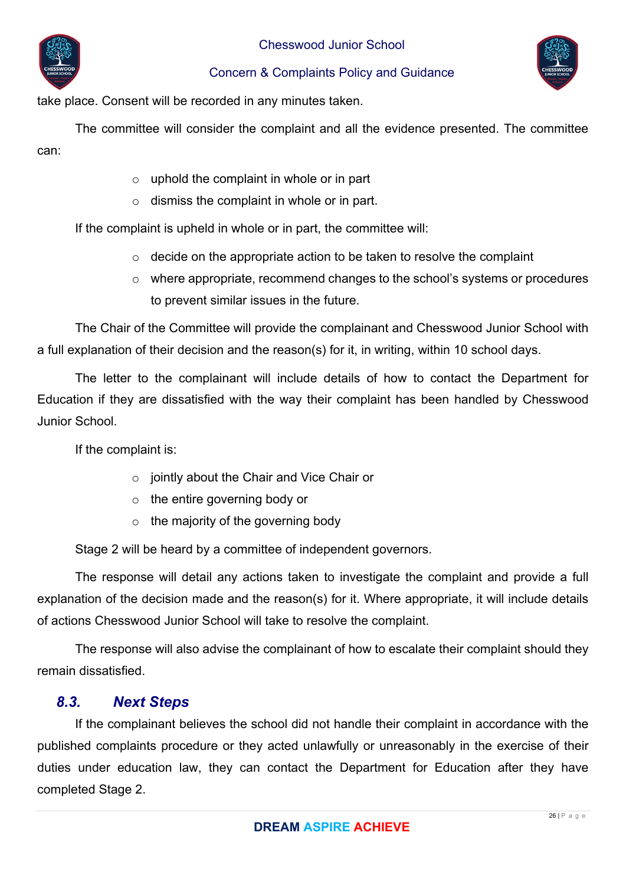take place. Consent will be recorded in any minutes taken.

The committee will consider the complaint and all the evidence presented. The committee can:

- uphold the complaint in whole or in part
- dismiss the complaint in whole or in part.

If the complaint is upheld in whole or in part, the committee will:

- decide on the appropriate action to be taken to resolve the complaint
- where appropriate, recommend changes to the school's systems or procedures to prevent similar issues in the future.

The Chair of the Committee will provide the complainant and Chesswood Junior School with a full explanation of their decision and the reason(s) for it, in writing, within 10 school days.

The letter to the complainant will include details of how to contact the Department for Education if they are dissatisfied with the way their complaint has been handled by Chesswood Junior School.

If the complaint is:

- jointly about the Chair and Vice Chair or
- the entire governing body or
- the majority of the governing body

Stage 2 will be heard by a committee of independent governors.

The response will detail any actions taken to investigate the complaint and provide a full explanation of the decision made and the reason(s) for it. Where appropriate, it will include details of actions Chesswood Junior School will take to resolve the complaint.

The response will also advise the complainant of how to escalate their complaint should they remain dissatisfied.

### *8.3. Next Steps*

If the complainant believes the school did not handle their complaint in accordance with the published complaints procedure or they acted unlawfully or unreasonably in the exercise of their duties under education law, they can contact the Department for Education after they have completed Stage 2.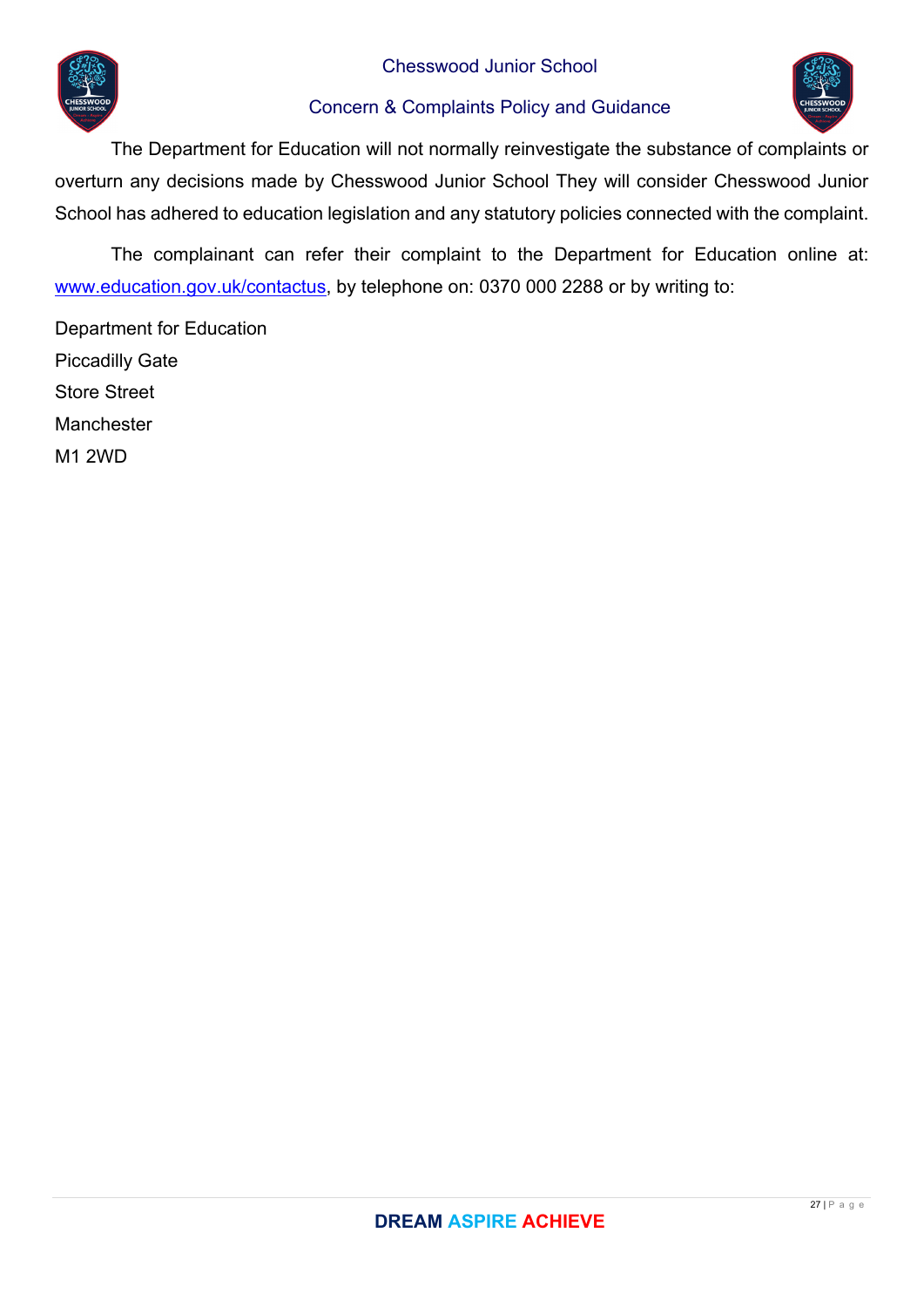The Department for Education will not normally reinvestigate the substance of complaints or overturn any decisions made by Chesswood Junior School They will consider Chesswood Junior School has adhered to education legislation and any statutory policies connected with the complaint.

The complainant can refer their complaint to the Department for Education online at: [www.education.gov.uk/contactus](http://www.education.gov.uk/contactus), by telephone on: 0370 000 2288 or by writing to:

Department for Education
Piccadilly Gate
Store Street
Manchester
M1 2WD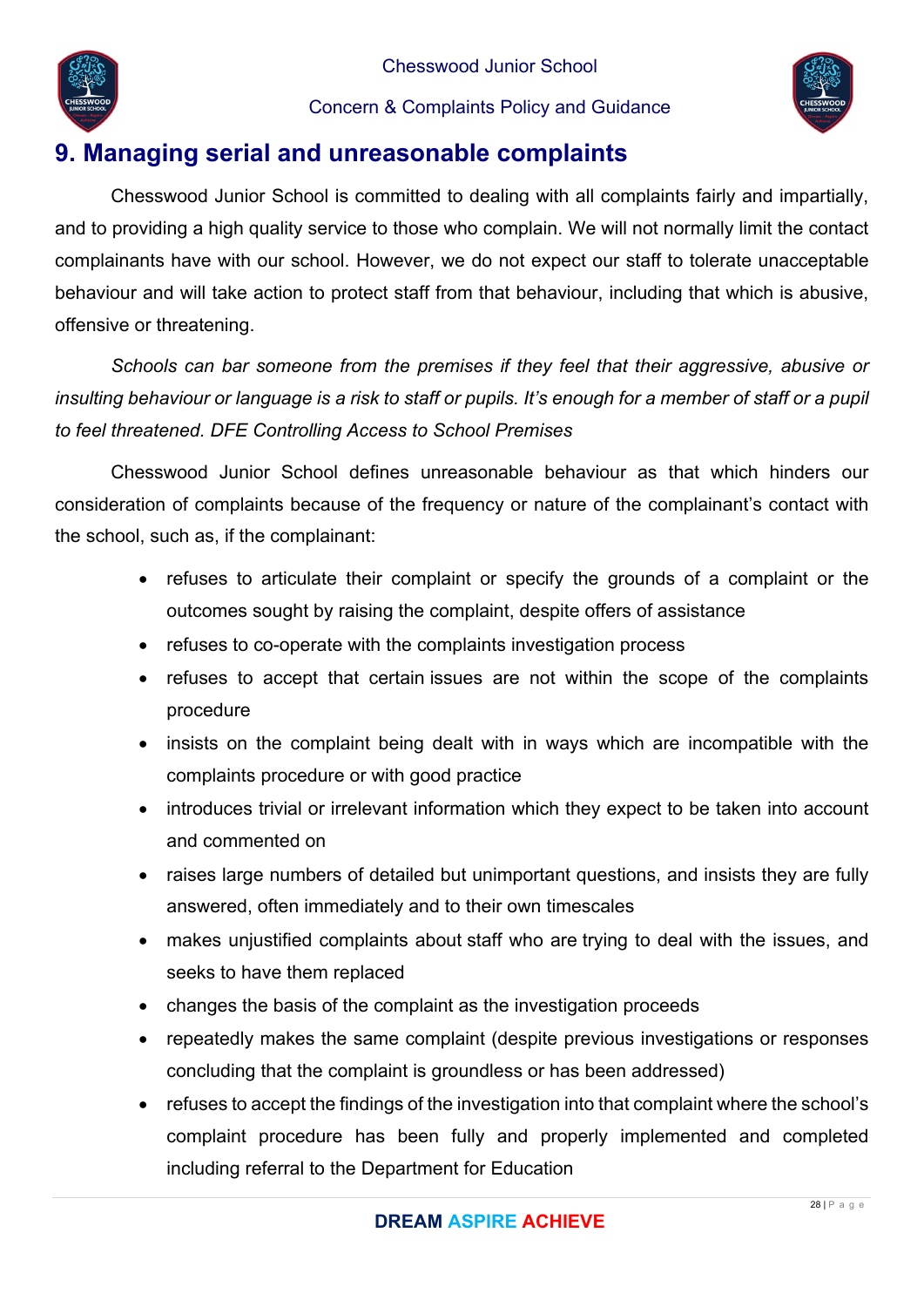## 9. Managing serial and unreasonable complaints

Chesswood Junior School is committed to dealing with all complaints fairly and impartially, and to providing a high quality service to those who complain. We will not normally limit the contact complainants have with our school. However, we do not expect our staff to tolerate unacceptable behaviour and will take action to protect staff from that behaviour, including that which is abusive, offensive or threatening.

*Schools can bar someone from the premises if they feel that their aggressive, abusive or insulting behaviour or language is a risk to staff or pupils. It's enough for a member of staff or a pupil to feel threatened. DFE Controlling Access to School Premises*

Chesswood Junior School defines unreasonable behaviour as that which hinders our consideration of complaints because of the frequency or nature of the complainant's contact with the school, such as, if the complainant:

- refuses to articulate their complaint or specify the grounds of a complaint or the outcomes sought by raising the complaint, despite offers of assistance
- refuses to co-operate with the complaints investigation process
- refuses to accept that certain issues are not within the scope of the complaints procedure
- insists on the complaint being dealt with in ways which are incompatible with the complaints procedure or with good practice
- introduces trivial or irrelevant information which they expect to be taken into account and commented on
- raises large numbers of detailed but unimportant questions, and insists they are fully answered, often immediately and to their own timescales
- makes unjustified complaints about staff who are trying to deal with the issues, and seeks to have them replaced
- changes the basis of the complaint as the investigation proceeds
- repeatedly makes the same complaint (despite previous investigations or responses concluding that the complaint is groundless or has been addressed)
- refuses to accept the findings of the investigation into that complaint where the school's complaint procedure has been fully and properly implemented and completed including referral to the Department for Education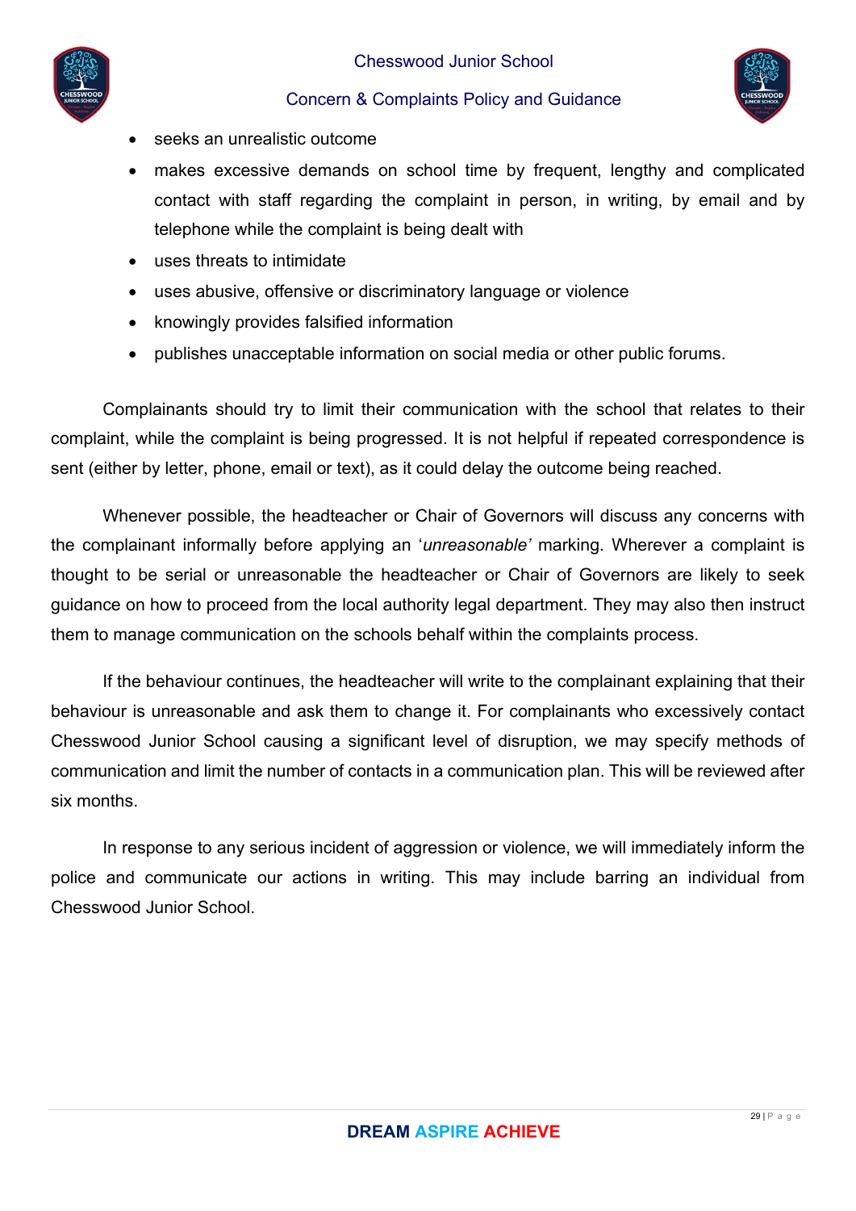- seeks an unrealistic outcome
- makes excessive demands on school time by frequent, lengthy and complicated contact with staff regarding the complaint in person, in writing, by email and by telephone while the complaint is being dealt with
- uses threats to intimidate
- uses abusive, offensive or discriminatory language or violence
- knowingly provides falsified information
- publishes unacceptable information on social media or other public forums.

Complainants should try to limit their communication with the school that relates to their complaint, while the complaint is being progressed. It is not helpful if repeated correspondence is sent (either by letter, phone, email or text), as it could delay the outcome being reached.

Whenever possible, the headteacher or Chair of Governors will discuss any concerns with the complainant informally before applying an '*unreasonable'* marking. Wherever a complaint is thought to be serial or unreasonable the headteacher or Chair of Governors are likely to seek guidance on how to proceed from the local authority legal department. They may also then instruct them to manage communication on the schools behalf within the complaints process.

If the behaviour continues, the headteacher will write to the complainant explaining that their behaviour is unreasonable and ask them to change it. For complainants who excessively contact Chesswood Junior School causing a significant level of disruption, we may specify methods of communication and limit the number of contacts in a communication plan. This will be reviewed after six months.

In response to any serious incident of aggression or violence, we will immediately inform the police and communicate our actions in writing. This may include barring an individual from Chesswood Junior School.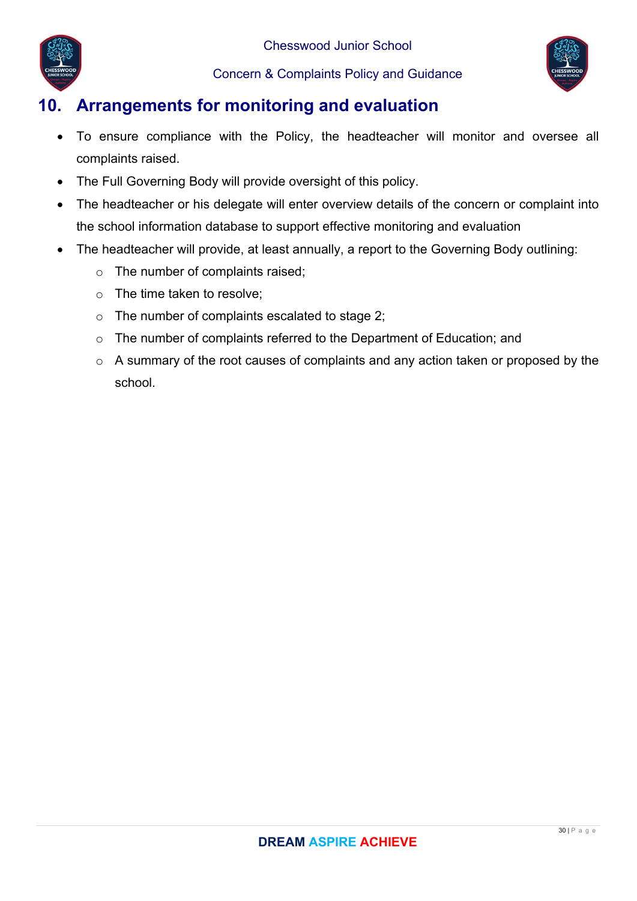## 10. Arrangements for monitoring and evaluation

- To ensure compliance with the Policy, the headteacher will monitor and oversee all complaints raised.
- The Full Governing Body will provide oversight of this policy.
- The headteacher or his delegate will enter overview details of the concern or complaint into the school information database to support effective monitoring and evaluation
- The headteacher will provide, at least annually, a report to the Governing Body outlining:
  - The number of complaints raised;
  - The time taken to resolve;
  - The number of complaints escalated to stage 2;
  - The number of complaints referred to the Department of Education; and
  - A summary of the root causes of complaints and any action taken or proposed by the school.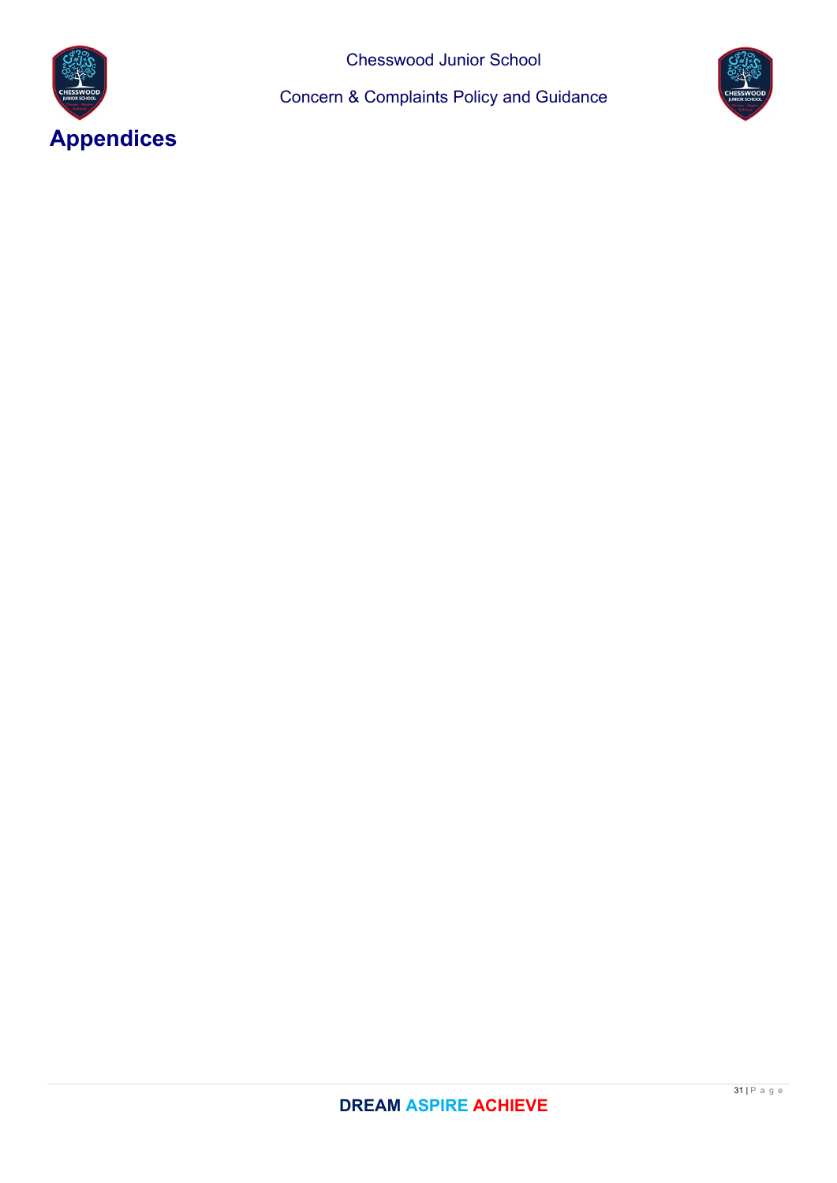# Appendices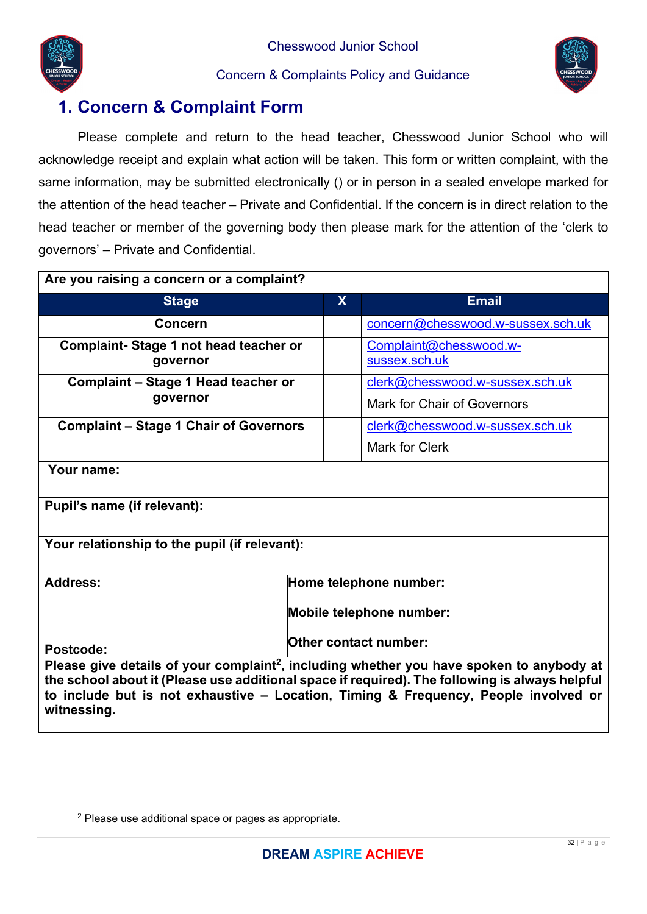## 1. Concern & Complaint Form

Please complete and return to the head teacher, Chesswood Junior School who will acknowledge receipt and explain what action will be taken. This form or written complaint, with the same information, may be submitted electronically () or in person in a sealed envelope marked for the attention of the head teacher – Private and Confidential. If the concern is in direct relation to the head teacher or member of the governing body then please mark for the attention of the 'clerk to governors' – Private and Confidential.

| **Are you raising a concern or a complaint?** | | |
|---|---|---|
| **Stage** | **X** | **Email** |
| **Concern** | | concern@chesswood.w-sussex.sch.uk |
| **Complaint- Stage 1 not head teacher or governor** | | Complaint@chesswood.w-sussex.sch.uk |
| **Complaint – Stage 1 Head teacher or governor** | | clerk@chesswood.w-sussex.sch.uk<br>Mark for Chair of Governors |
| **Complaint – Stage 1 Chair of Governors** | | clerk@chesswood.w-sussex.sch.uk<br>Mark for Clerk |

| **Your name:** | |
|---|---|
| **Pupil's name (if relevant):** | |
| **Your relationship to the pupil (if relevant):** | |
| **Address:**<br><br>**Postcode:** | **Home telephone number:**<br>**Mobile telephone number:**<br>**Other contact number:** |
| **Please give details of your complaint[2], including whether you have spoken to anybody at the school about it (Please use additional space if required). The following is always helpful to include but is not exhaustive – Location, Timing & Frequency, People involved or witnessing.** | |

[2] Please use additional space or pages as appropriate.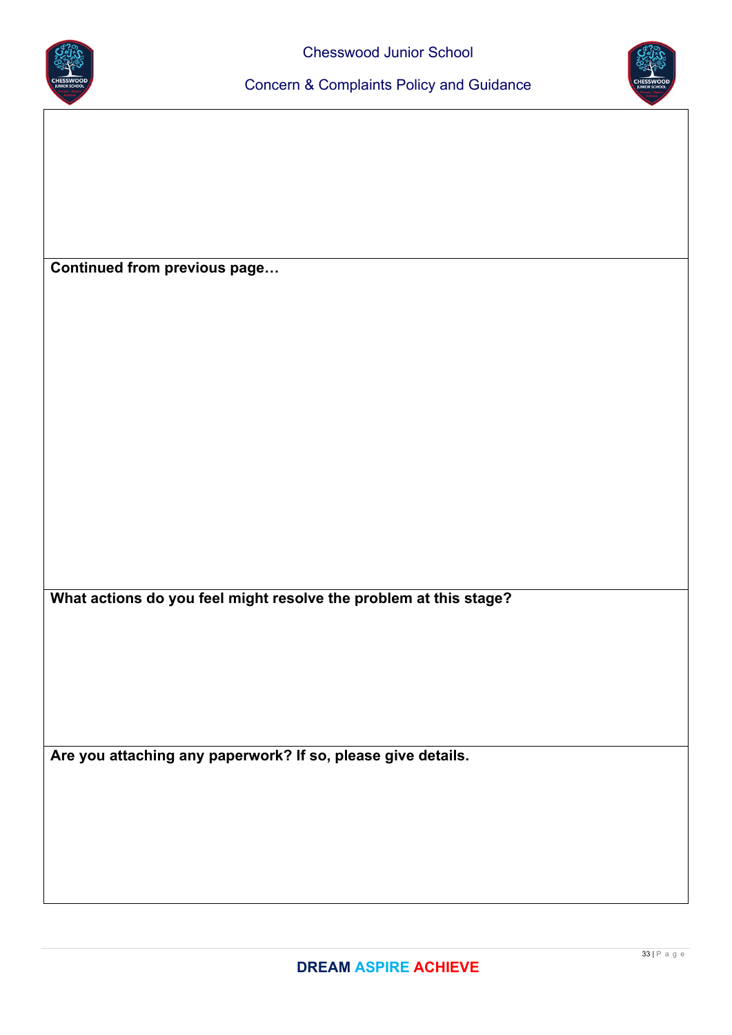**Continued from previous page…**

**What actions do you feel might resolve the problem at this stage?**

**Are you attaching any paperwork? If so, please give details.**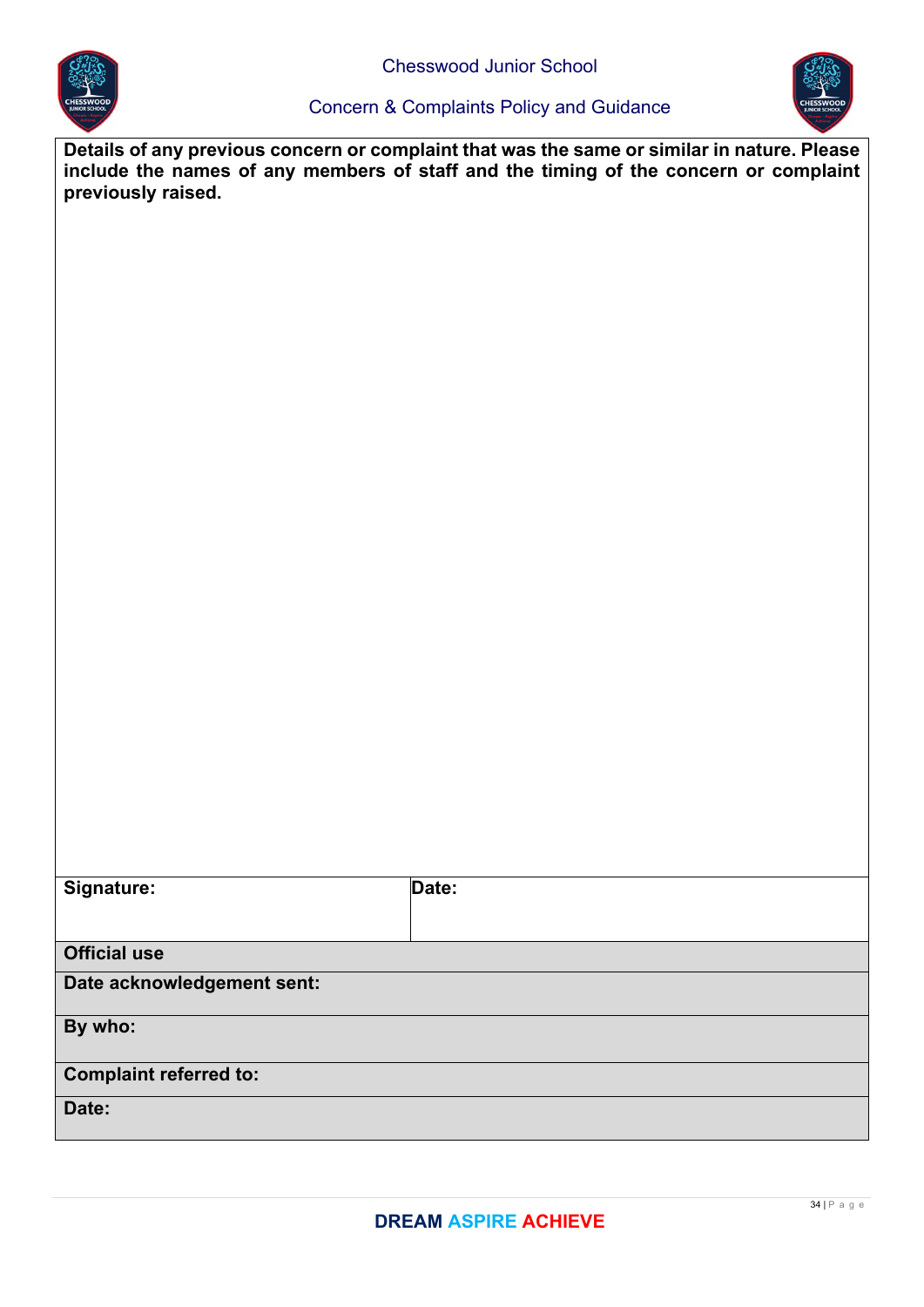| **Details of any previous concern or complaint that was the same or similar in nature. Please include the names of any members of staff and the timing of the concern or complaint previously raised.** | |
|---|---|
| | |
| **Signature:** | **Date:** |
| **Official use** | |
| **Date acknowledgement sent:** | |
| **By who:** | |
| **Complaint referred to:** | |
| **Date:** | |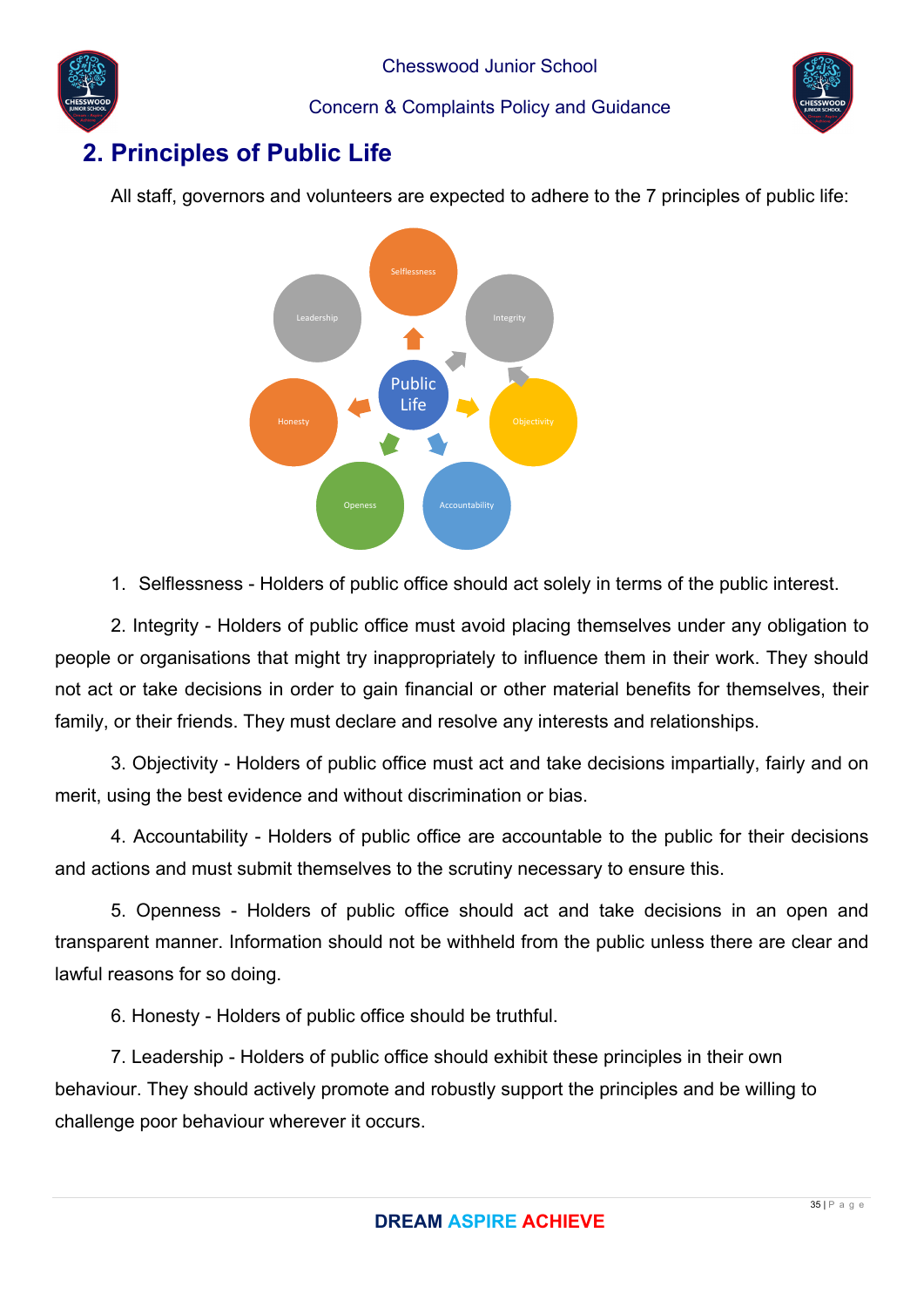## 2. Principles of Public Life

All staff, governors and volunteers are expected to adhere to the 7 principles of public life:

1. Selflessness - Holders of public office should act solely in terms of the public interest.

2. Integrity - Holders of public office must avoid placing themselves under any obligation to people or organisations that might try inappropriately to influence them in their work. They should not act or take decisions in order to gain financial or other material benefits for themselves, their family, or their friends. They must declare and resolve any interests and relationships.

3. Objectivity - Holders of public office must act and take decisions impartially, fairly and on merit, using the best evidence and without discrimination or bias.

4. Accountability - Holders of public office are accountable to the public for their decisions and actions and must submit themselves to the scrutiny necessary to ensure this.

5. Openness - Holders of public office should act and take decisions in an open and transparent manner. Information should not be withheld from the public unless there are clear and lawful reasons for so doing.

6. Honesty - Holders of public office should be truthful.

7. Leadership - Holders of public office should exhibit these principles in their own behaviour. They should actively promote and robustly support the principles and be willing to challenge poor behaviour wherever it occurs.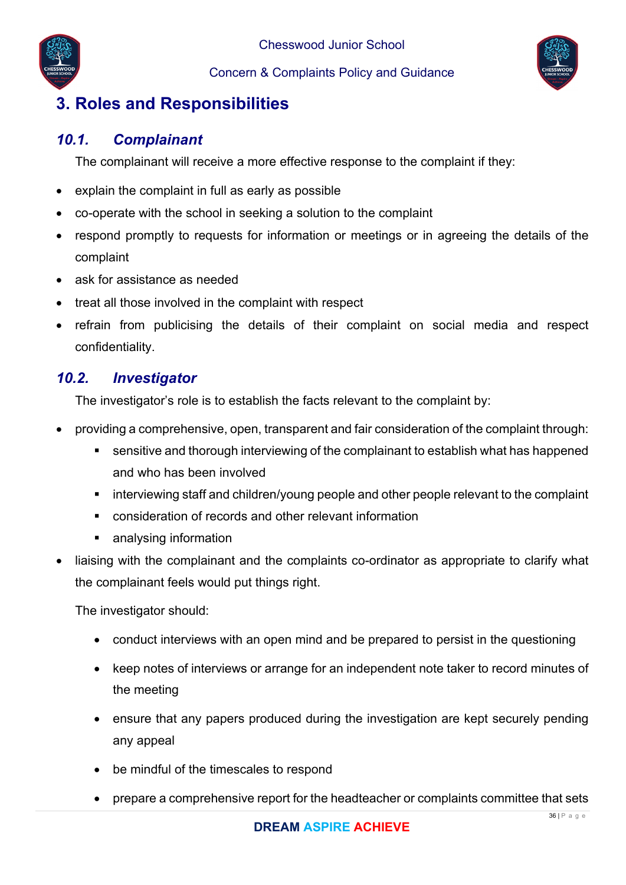## 3. Roles and Responsibilities

### *10.1. Complainant*

The complainant will receive a more effective response to the complaint if they:

- explain the complaint in full as early as possible
- co-operate with the school in seeking a solution to the complaint
- respond promptly to requests for information or meetings or in agreeing the details of the complaint
- ask for assistance as needed
- treat all those involved in the complaint with respect
- refrain from publicising the details of their complaint on social media and respect confidentiality.

### *10.2. Investigator*

The investigator's role is to establish the facts relevant to the complaint by:

- providing a comprehensive, open, transparent and fair consideration of the complaint through:
    - sensitive and thorough interviewing of the complainant to establish what has happened and who has been involved
    - interviewing staff and children/young people and other people relevant to the complaint
    - consideration of records and other relevant information
    - analysing information
- liaising with the complainant and the complaints co-ordinator as appropriate to clarify what the complainant feels would put things right.

The investigator should:

- conduct interviews with an open mind and be prepared to persist in the questioning
- keep notes of interviews or arrange for an independent note taker to record minutes of the meeting
- ensure that any papers produced during the investigation are kept securely pending any appeal
- be mindful of the timescales to respond
- prepare a comprehensive report for the headteacher or complaints committee that sets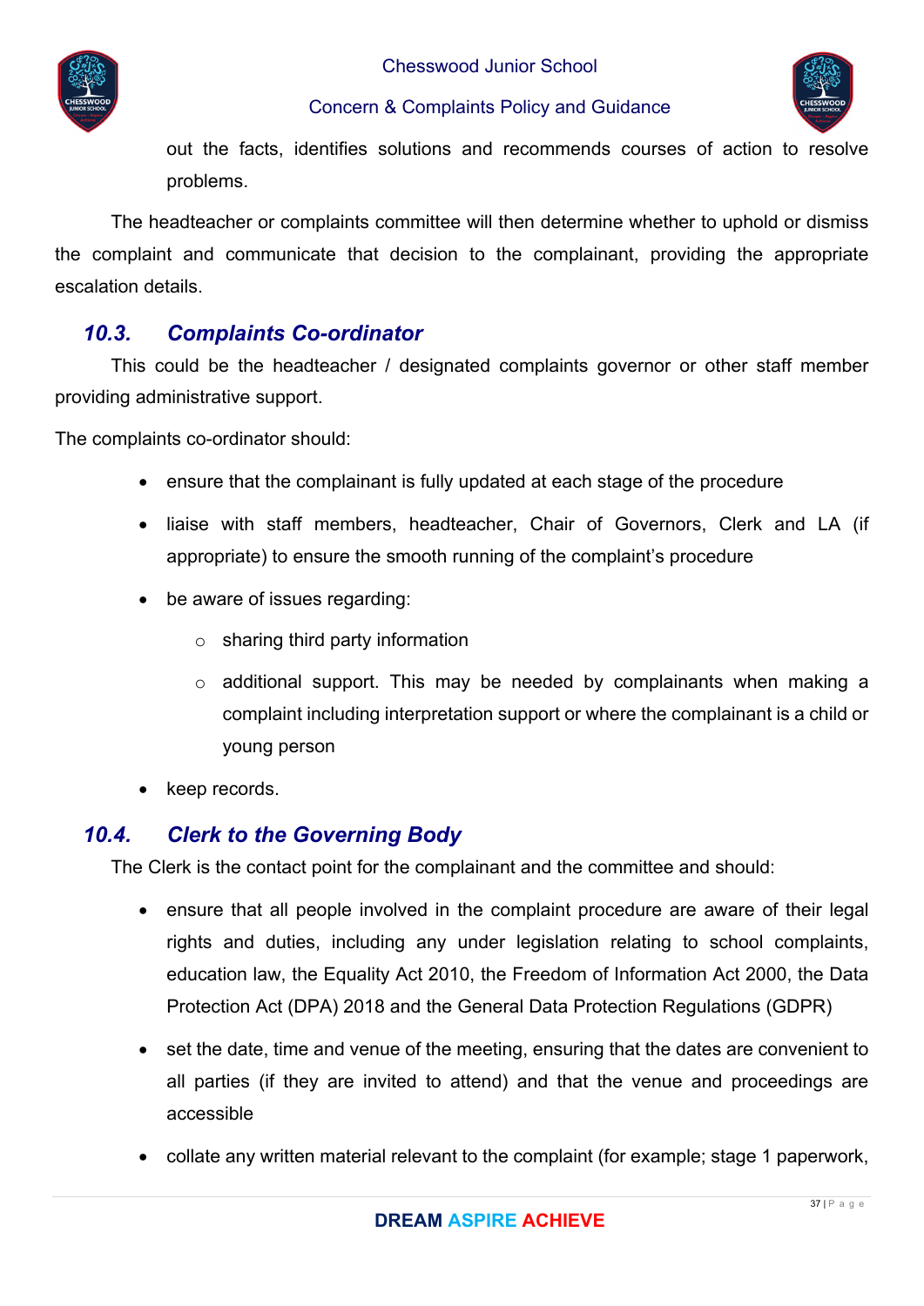out the facts, identifies solutions and recommends courses of action to resolve problems.

The headteacher or complaints committee will then determine whether to uphold or dismiss the complaint and communicate that decision to the complainant, providing the appropriate escalation details.

## *10.3. Complaints Co-ordinator*

This could be the headteacher / designated complaints governor or other staff member providing administrative support.

The complaints co-ordinator should:

- ensure that the complainant is fully updated at each stage of the procedure
- liaise with staff members, headteacher, Chair of Governors, Clerk and LA (if appropriate) to ensure the smooth running of the complaint's procedure
- be aware of issues regarding:
  - sharing third party information
  - additional support. This may be needed by complainants when making a complaint including interpretation support or where the complainant is a child or young person
- keep records.

## *10.4. Clerk to the Governing Body*

The Clerk is the contact point for the complainant and the committee and should:

- ensure that all people involved in the complaint procedure are aware of their legal rights and duties, including any under legislation relating to school complaints, education law, the Equality Act 2010, the Freedom of Information Act 2000, the Data Protection Act (DPA) 2018 and the General Data Protection Regulations (GDPR)
- set the date, time and venue of the meeting, ensuring that the dates are convenient to all parties (if they are invited to attend) and that the venue and proceedings are accessible
- collate any written material relevant to the complaint (for example; stage 1 paperwork,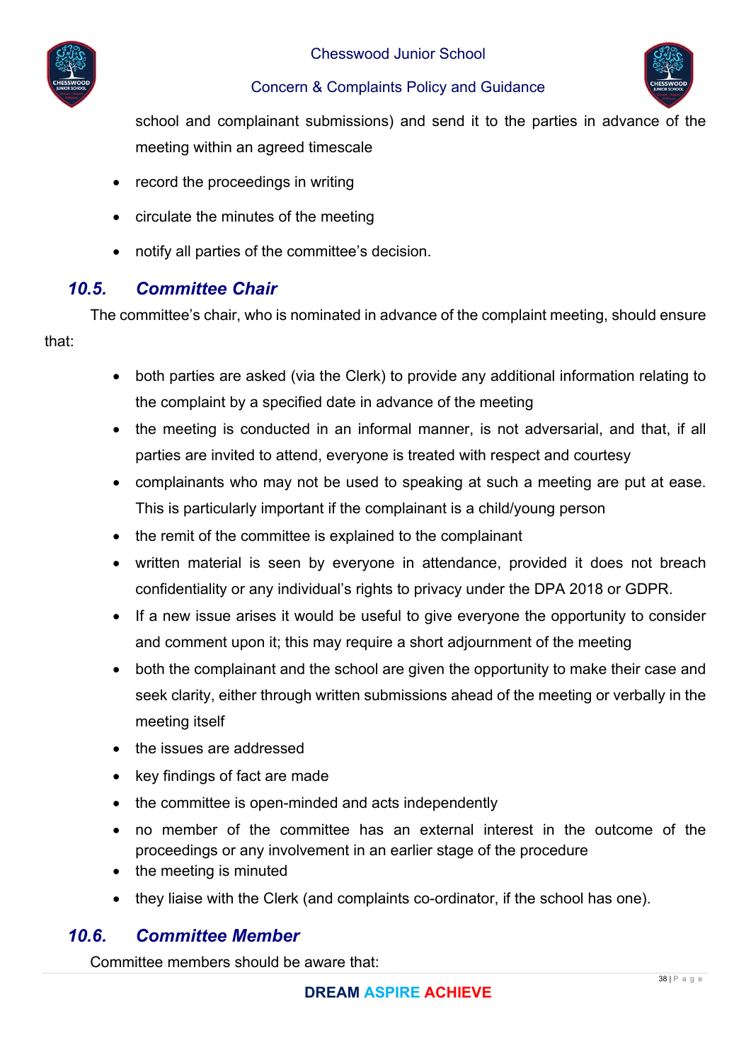school and complainant submissions) and send it to the parties in advance of the meeting within an agreed timescale

- record the proceedings in writing
- circulate the minutes of the meeting
- notify all parties of the committee's decision.

## *10.5. Committee Chair*

The committee's chair, who is nominated in advance of the complaint meeting, should ensure that:

- both parties are asked (via the Clerk) to provide any additional information relating to the complaint by a specified date in advance of the meeting
- the meeting is conducted in an informal manner, is not adversarial, and that, if all parties are invited to attend, everyone is treated with respect and courtesy
- complainants who may not be used to speaking at such a meeting are put at ease. This is particularly important if the complainant is a child/young person
- the remit of the committee is explained to the complainant
- written material is seen by everyone in attendance, provided it does not breach confidentiality or any individual's rights to privacy under the DPA 2018 or GDPR.
- If a new issue arises it would be useful to give everyone the opportunity to consider and comment upon it; this may require a short adjournment of the meeting
- both the complainant and the school are given the opportunity to make their case and seek clarity, either through written submissions ahead of the meeting or verbally in the meeting itself
- the issues are addressed
- key findings of fact are made
- the committee is open-minded and acts independently
- no member of the committee has an external interest in the outcome of the proceedings or any involvement in an earlier stage of the procedure
- the meeting is minuted
- they liaise with the Clerk (and complaints co-ordinator, if the school has one).

## *10.6. Committee Member*

Committee members should be aware that: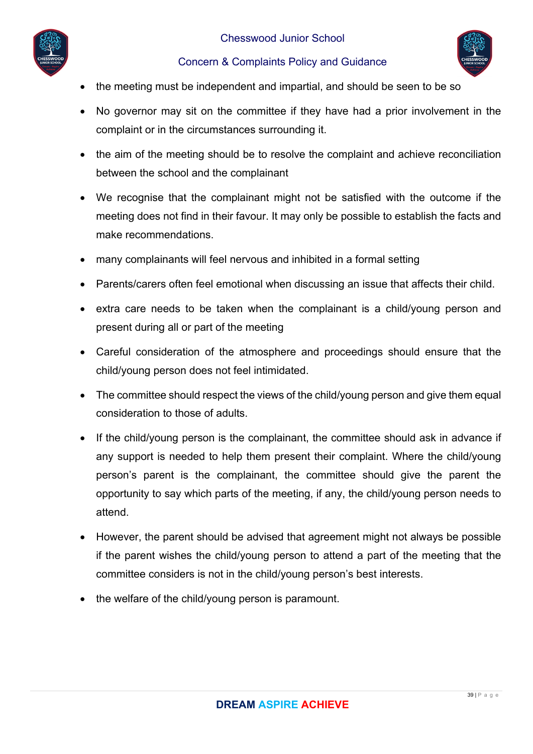- the meeting must be independent and impartial, and should be seen to be so
- No governor may sit on the committee if they have had a prior involvement in the complaint or in the circumstances surrounding it.
- the aim of the meeting should be to resolve the complaint and achieve reconciliation between the school and the complainant
- We recognise that the complainant might not be satisfied with the outcome if the meeting does not find in their favour. It may only be possible to establish the facts and make recommendations.
- many complainants will feel nervous and inhibited in a formal setting
- Parents/carers often feel emotional when discussing an issue that affects their child.
- extra care needs to be taken when the complainant is a child/young person and present during all or part of the meeting
- Careful consideration of the atmosphere and proceedings should ensure that the child/young person does not feel intimidated.
- The committee should respect the views of the child/young person and give them equal consideration to those of adults.
- If the child/young person is the complainant, the committee should ask in advance if any support is needed to help them present their complaint. Where the child/young person's parent is the complainant, the committee should give the parent the opportunity to say which parts of the meeting, if any, the child/young person needs to attend.
- However, the parent should be advised that agreement might not always be possible if the parent wishes the child/young person to attend a part of the meeting that the committee considers is not in the child/young person's best interests.
- the welfare of the child/young person is paramount.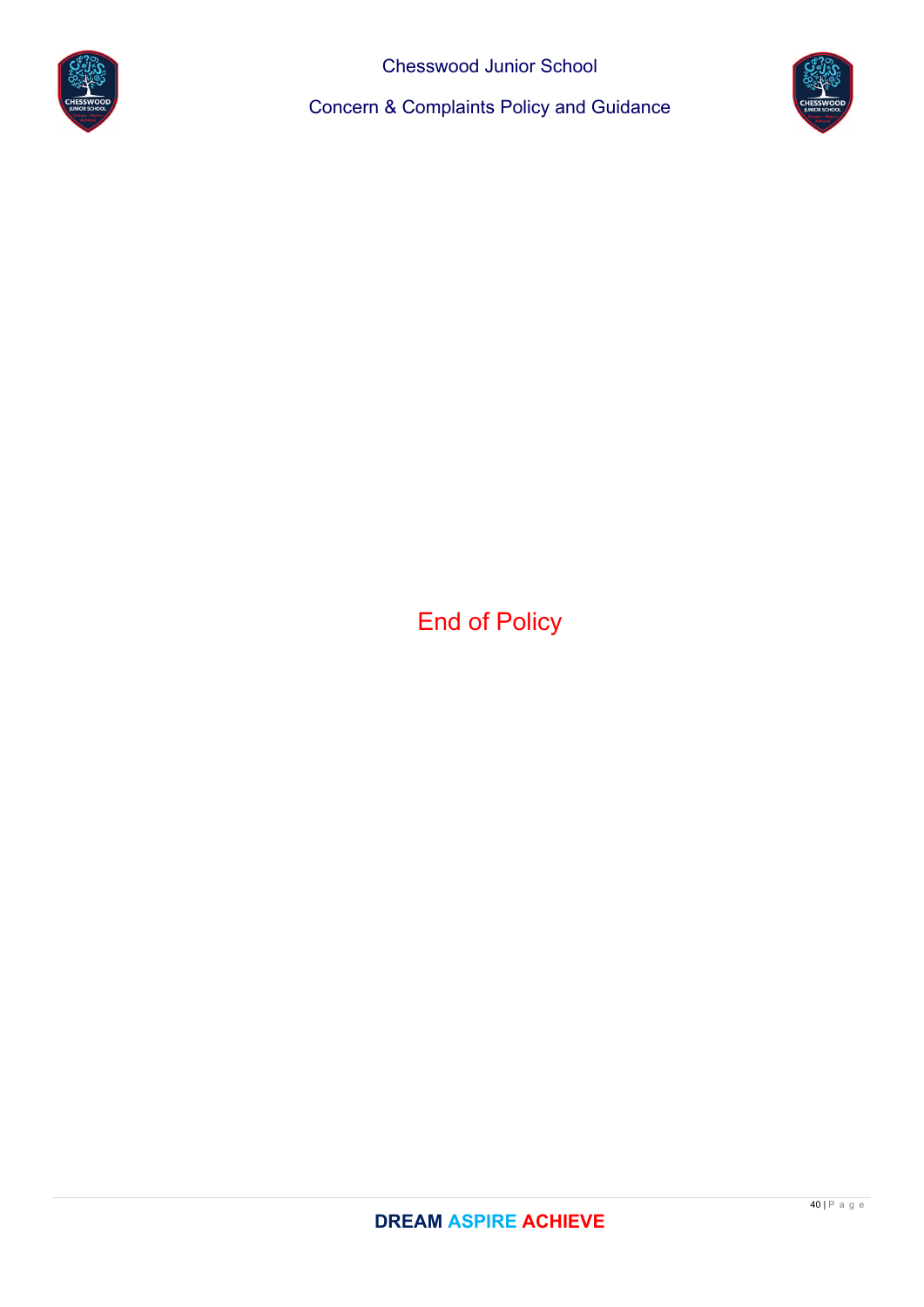End of Policy